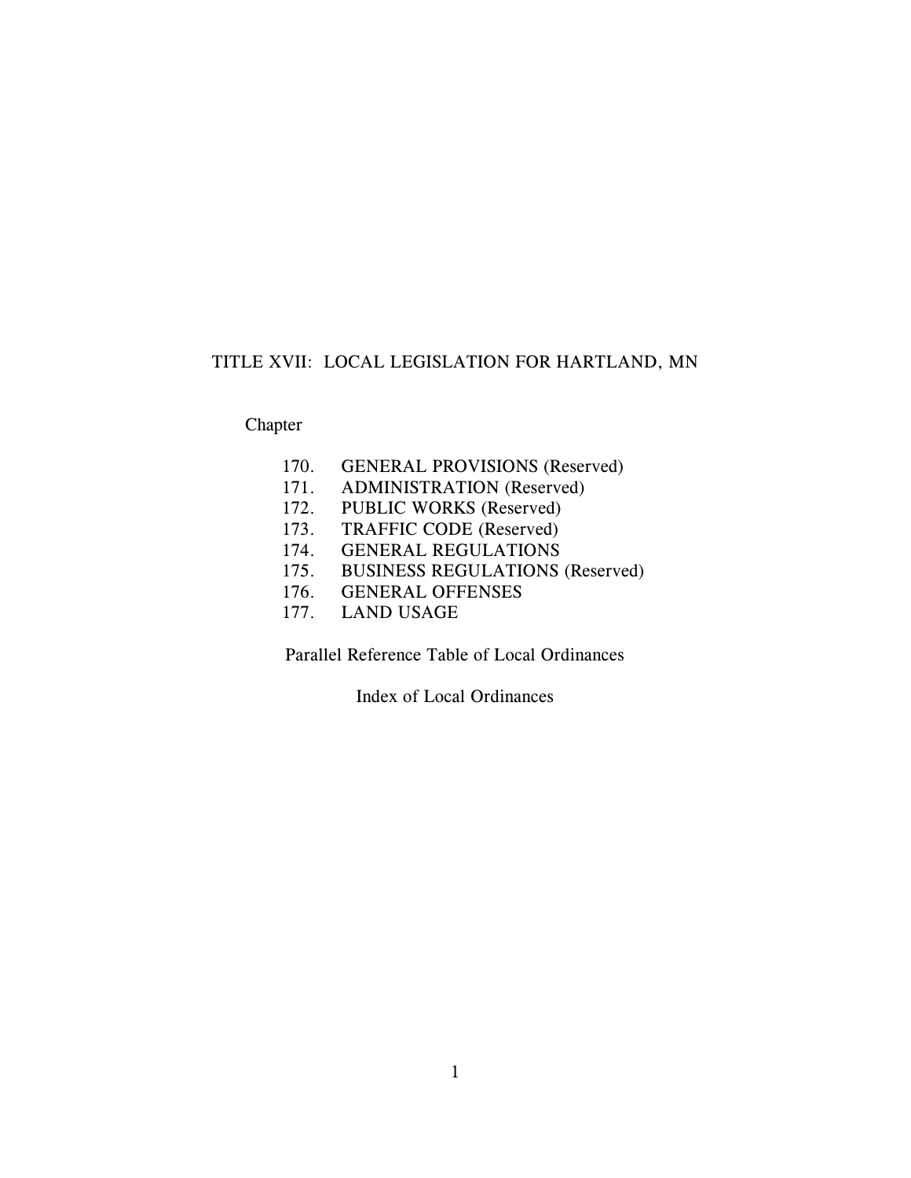# TITLE XVII: LOCAL LEGISLATION FOR HARTLAND, MN

Chapter

170. GENERAL PROVISIONS (Reserved)
171. ADMINISTRATION (Reserved)
172. PUBLIC WORKS (Reserved)
173. TRAFFIC CODE (Reserved)
174. GENERAL REGULATIONS
175. BUSINESS REGULATIONS (Reserved)
176. GENERAL OFFENSES
177. LAND USAGE

Parallel Reference Table of Local Ordinances

Index of Local Ordinances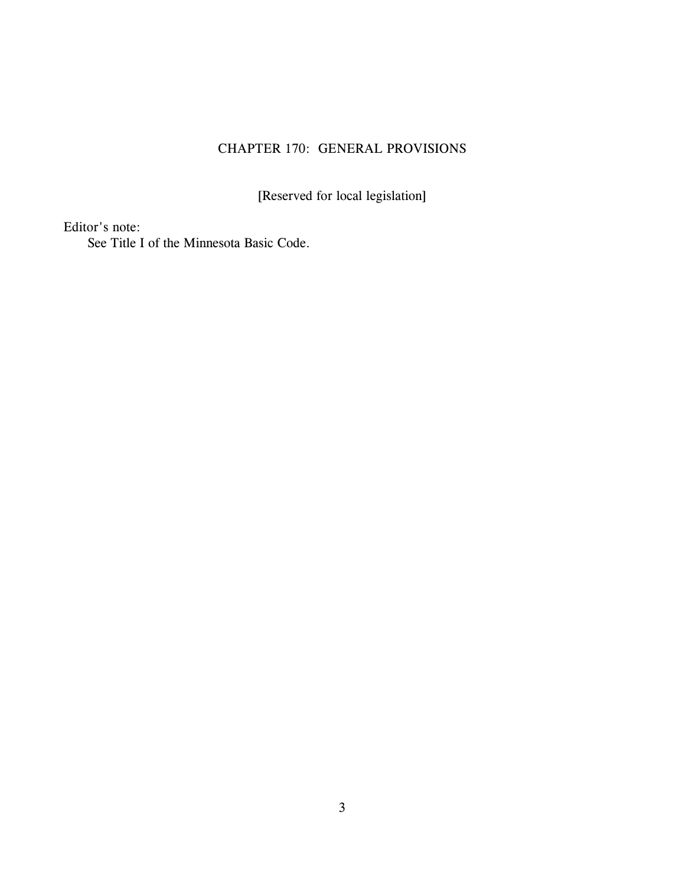# CHAPTER 170: GENERAL PROVISIONS

[Reserved for local legislation]

Editor's note:

See Title I of the Minnesota Basic Code.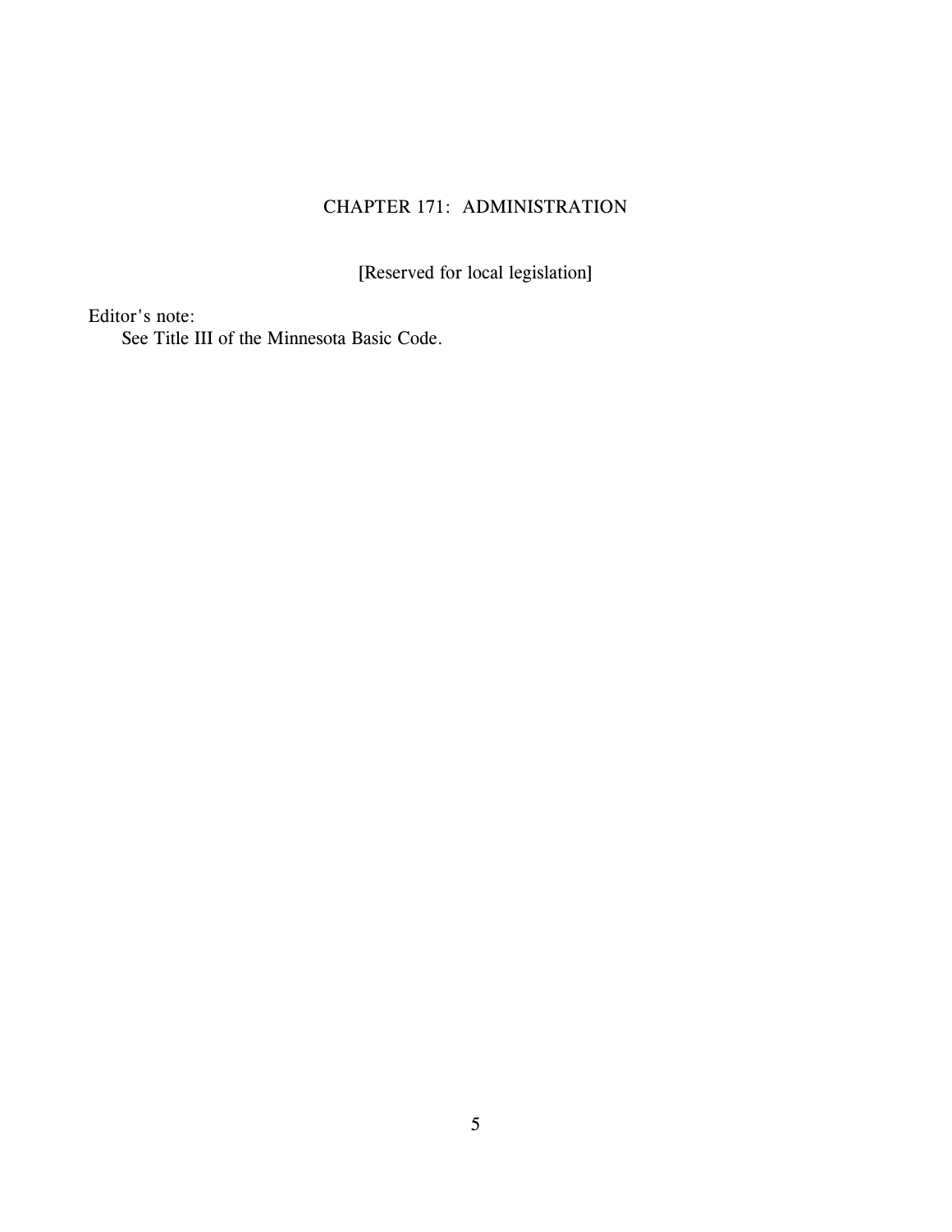# CHAPTER 171: ADMINISTRATION

[Reserved for local legislation]

Editor's note:

See Title III of the Minnesota Basic Code.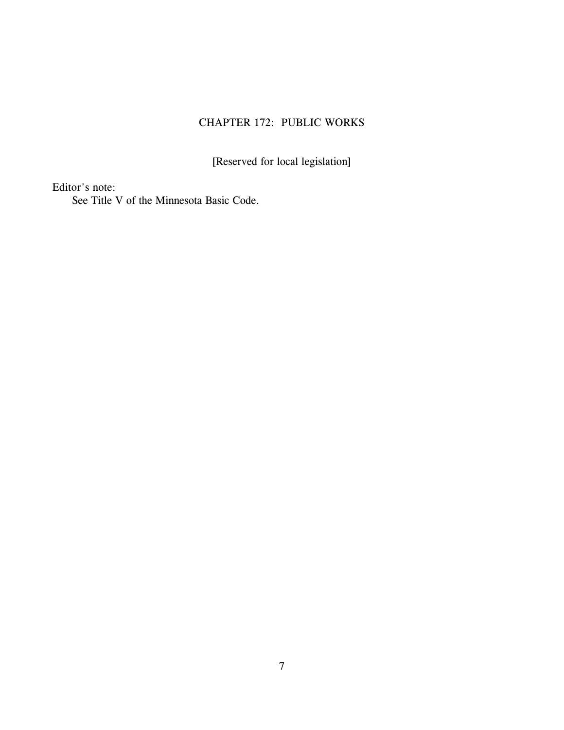# CHAPTER 172: PUBLIC WORKS

[Reserved for local legislation]

Editor's note:

See Title V of the Minnesota Basic Code.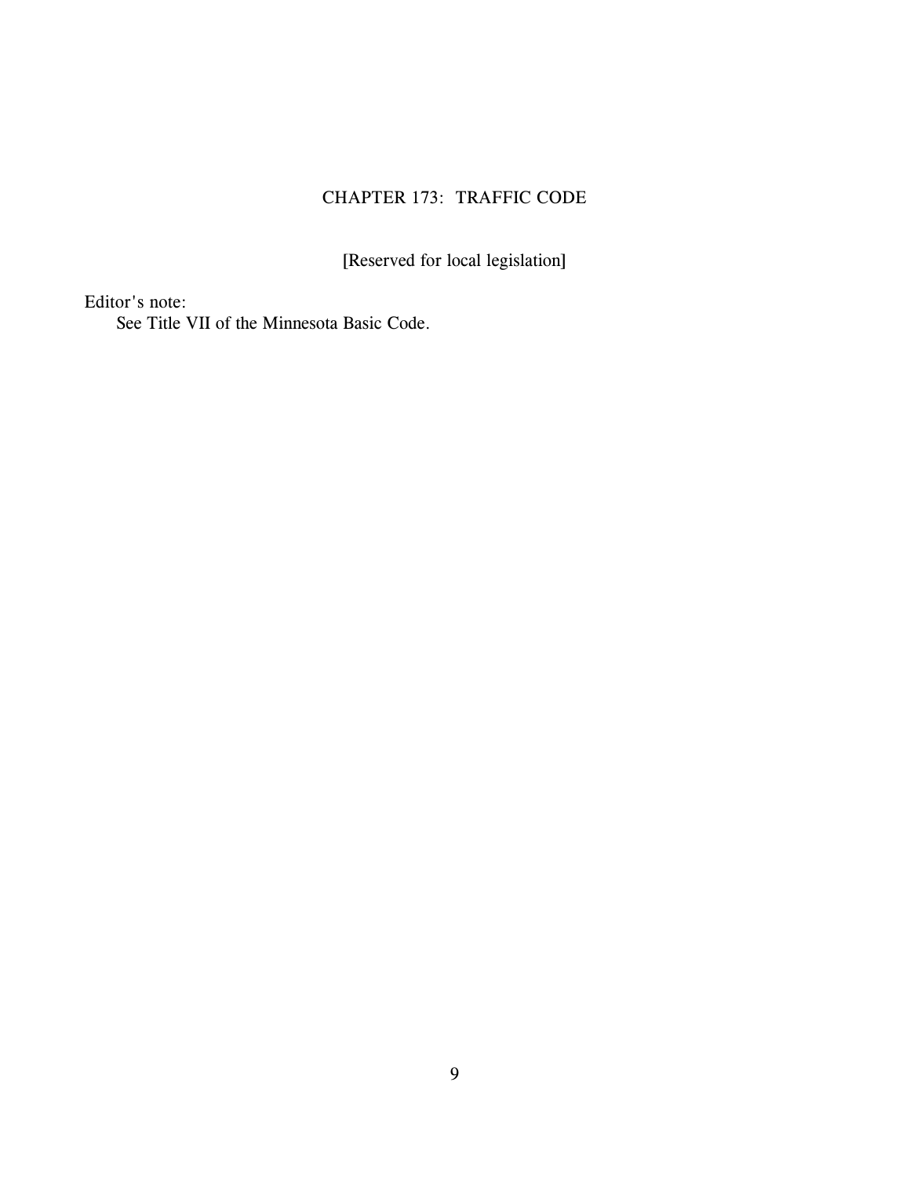# CHAPTER 173: TRAFFIC CODE

[Reserved for local legislation]

Editor's note:

See Title VII of the Minnesota Basic Code.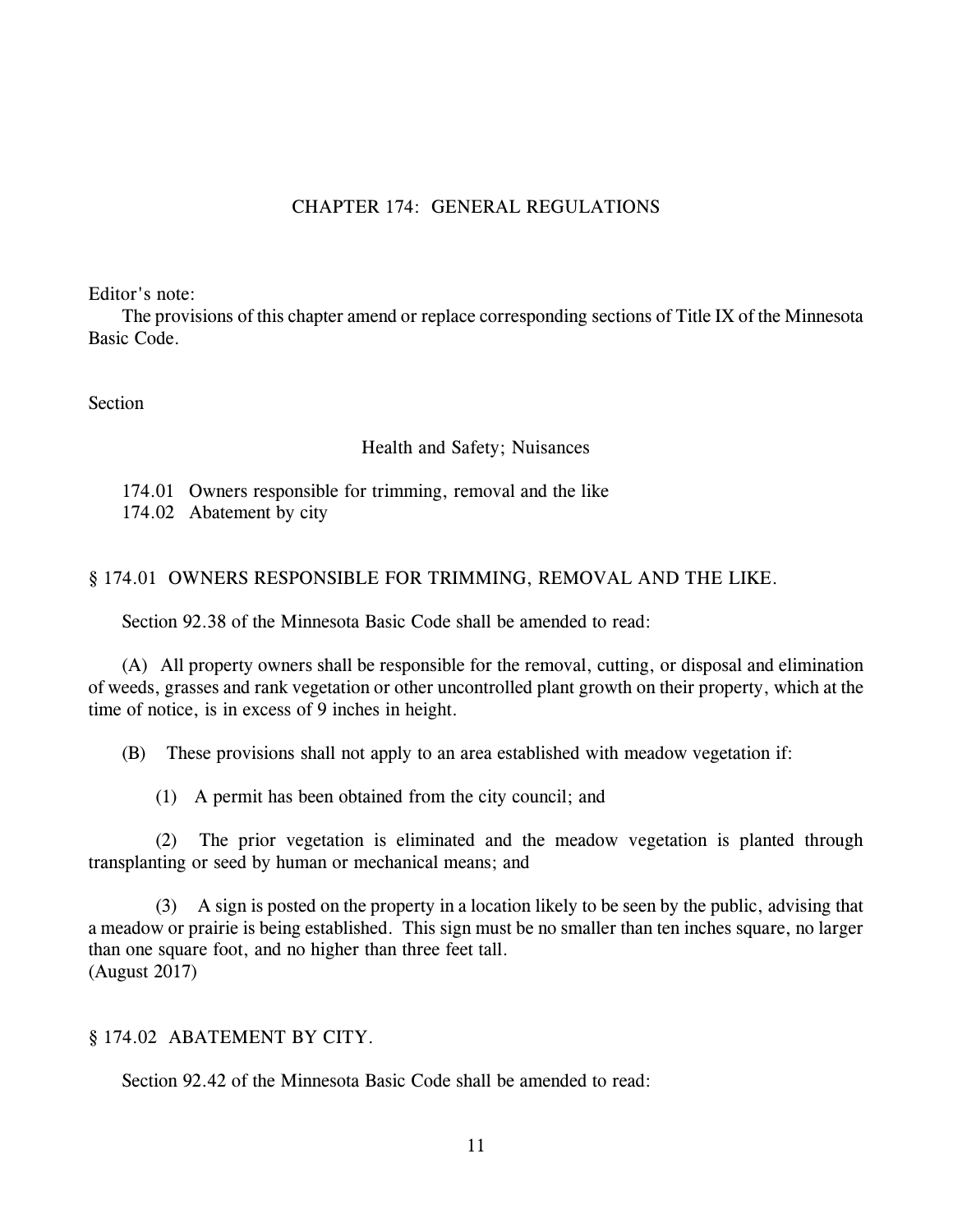# CHAPTER 174: GENERAL REGULATIONS

Editor's note:

The provisions of this chapter amend or replace corresponding sections of Title IX of the Minnesota Basic Code.

Section

Health and Safety; Nuisances

174.01 Owners responsible for trimming, removal and the like
174.02 Abatement by city

## § 174.01 OWNERS RESPONSIBLE FOR TRIMMING, REMOVAL AND THE LIKE.

Section 92.38 of the Minnesota Basic Code shall be amended to read:

(A) All property owners shall be responsible for the removal, cutting, or disposal and elimination of weeds, grasses and rank vegetation or other uncontrolled plant growth on their property, which at the time of notice, is in excess of 9 inches in height.

(B) These provisions shall not apply to an area established with meadow vegetation if:

(1) A permit has been obtained from the city council; and

(2) The prior vegetation is eliminated and the meadow vegetation is planted through transplanting or seed by human or mechanical means; and

(3) A sign is posted on the property in a location likely to be seen by the public, advising that a meadow or prairie is being established. This sign must be no smaller than ten inches square, no larger than one square foot, and no higher than three feet tall.
(August 2017)

## § 174.02 ABATEMENT BY CITY.

Section 92.42 of the Minnesota Basic Code shall be amended to read: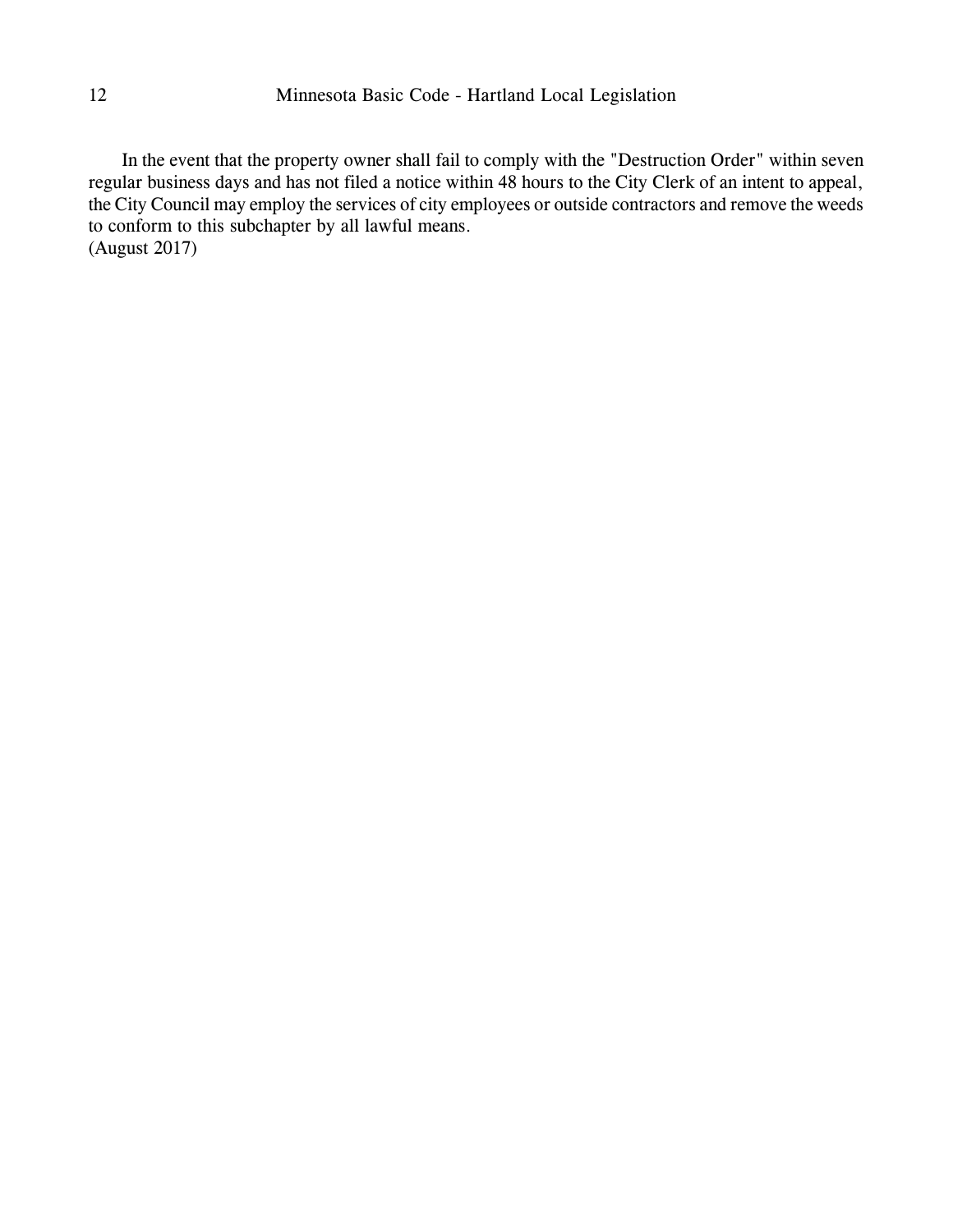In the event that the property owner shall fail to comply with the "Destruction Order" within seven regular business days and has not filed a notice within 48 hours to the City Clerk of an intent to appeal, the City Council may employ the services of city employees or outside contractors and remove the weeds to conform to this subchapter by all lawful means.
(August 2017)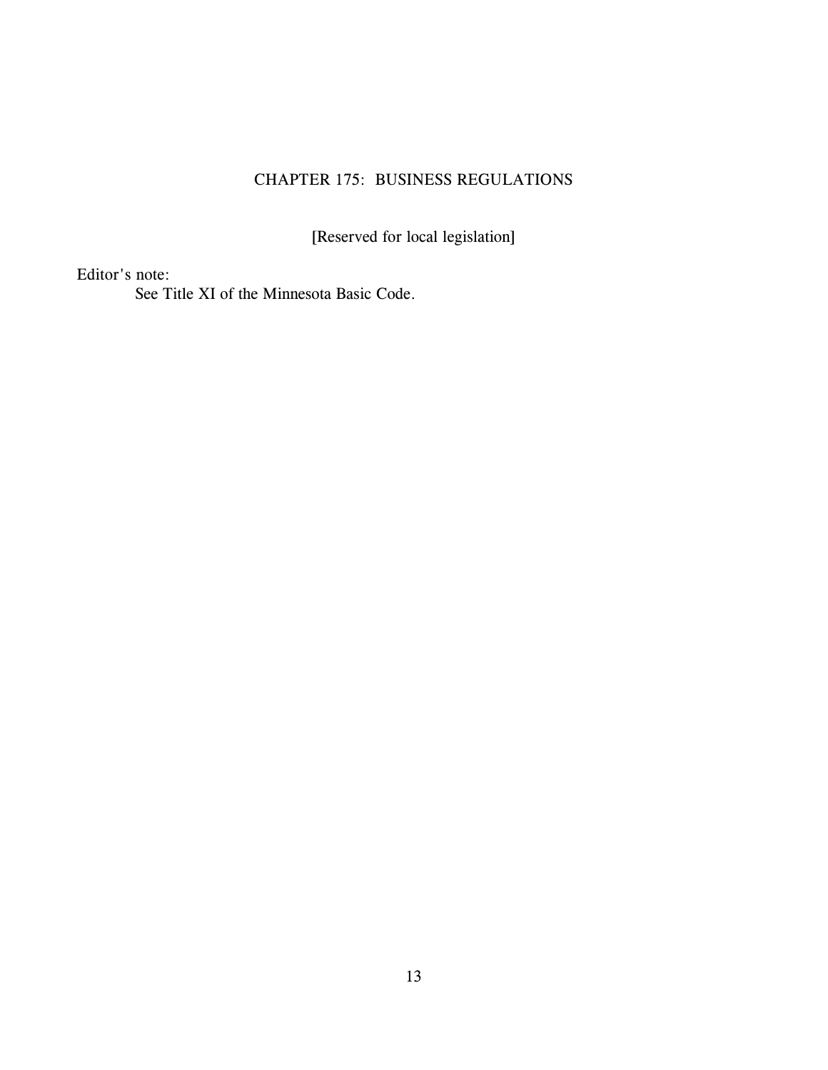# CHAPTER 175: BUSINESS REGULATIONS

[Reserved for local legislation]

Editor's note:

See Title XI of the Minnesota Basic Code.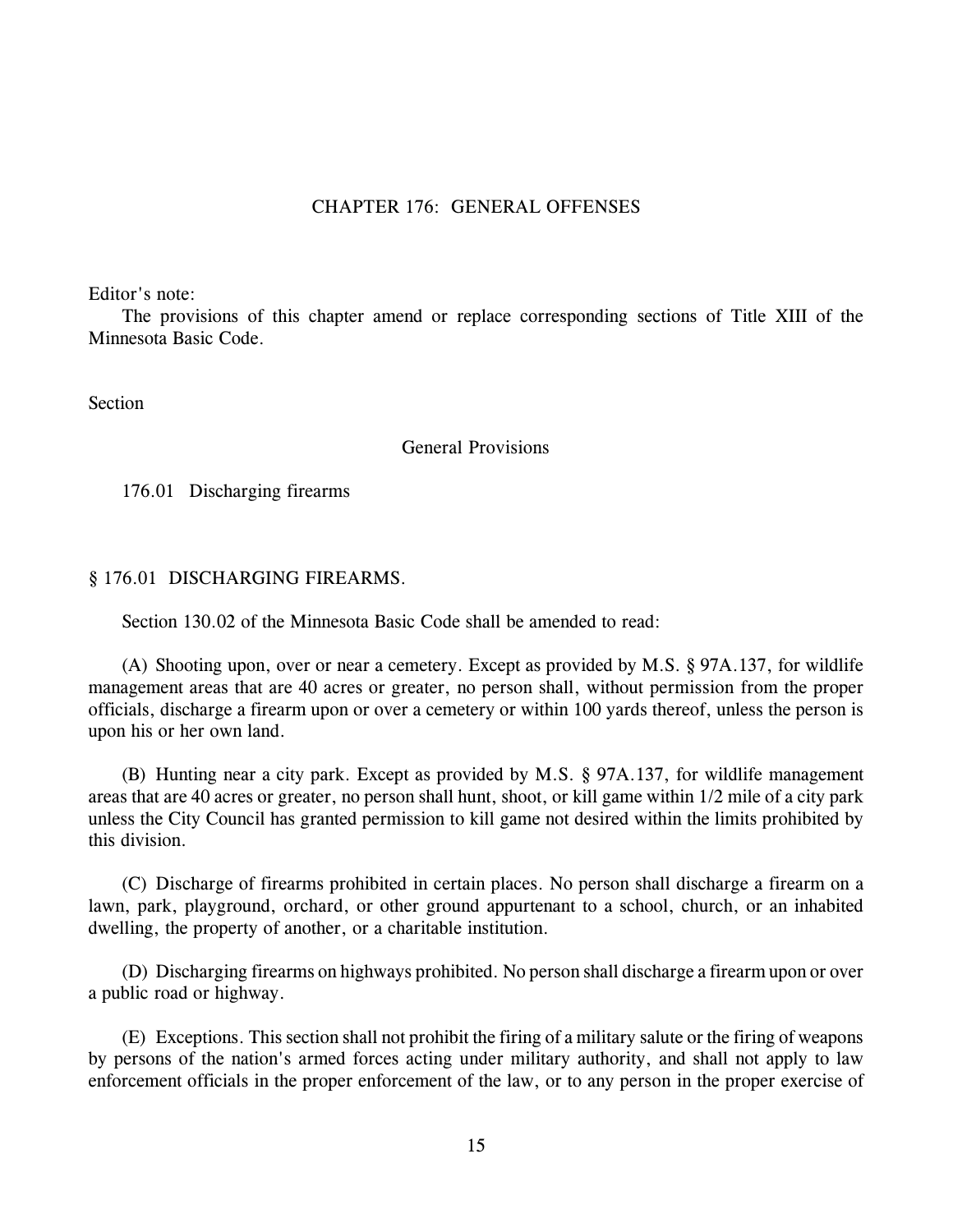# CHAPTER 176: GENERAL OFFENSES

Editor's note:

The provisions of this chapter amend or replace corresponding sections of Title XIII of the Minnesota Basic Code.

Section

General Provisions

176.01 Discharging firearms

## § 176.01 DISCHARGING FIREARMS.

Section 130.02 of the Minnesota Basic Code shall be amended to read:

(A) Shooting upon, over or near a cemetery. Except as provided by M.S. § 97A.137, for wildlife management areas that are 40 acres or greater, no person shall, without permission from the proper officials, discharge a firearm upon or over a cemetery or within 100 yards thereof, unless the person is upon his or her own land.

(B) Hunting near a city park. Except as provided by M.S. § 97A.137, for wildlife management areas that are 40 acres or greater, no person shall hunt, shoot, or kill game within 1/2 mile of a city park unless the City Council has granted permission to kill game not desired within the limits prohibited by this division.

(C) Discharge of firearms prohibited in certain places. No person shall discharge a firearm on a lawn, park, playground, orchard, or other ground appurtenant to a school, church, or an inhabited dwelling, the property of another, or a charitable institution.

(D) Discharging firearms on highways prohibited. No person shall discharge a firearm upon or over a public road or highway.

(E) Exceptions. This section shall not prohibit the firing of a military salute or the firing of weapons by persons of the nation's armed forces acting under military authority, and shall not apply to law enforcement officials in the proper enforcement of the law, or to any person in the proper exercise of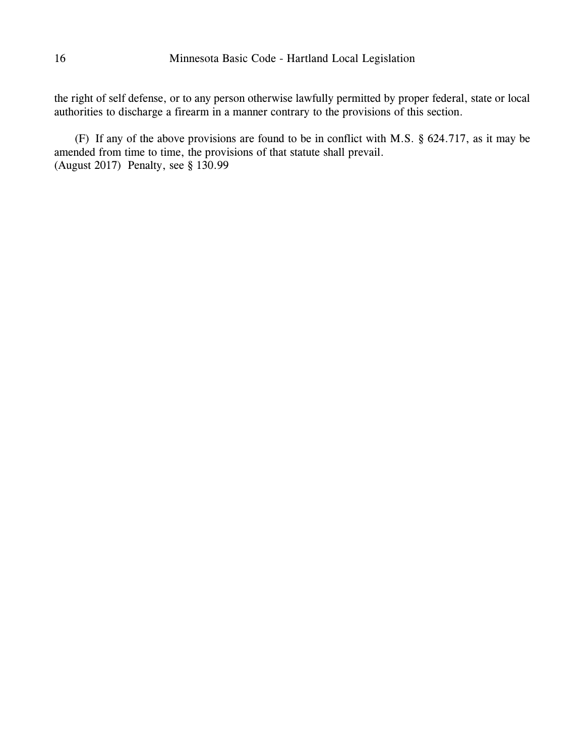the right of self defense, or to any person otherwise lawfully permitted by proper federal, state or local authorities to discharge a firearm in a manner contrary to the provisions of this section.

(F) If any of the above provisions are found to be in conflict with M.S. § 624.717, as it may be amended from time to time, the provisions of that statute shall prevail.
(August 2017) Penalty, see § 130.99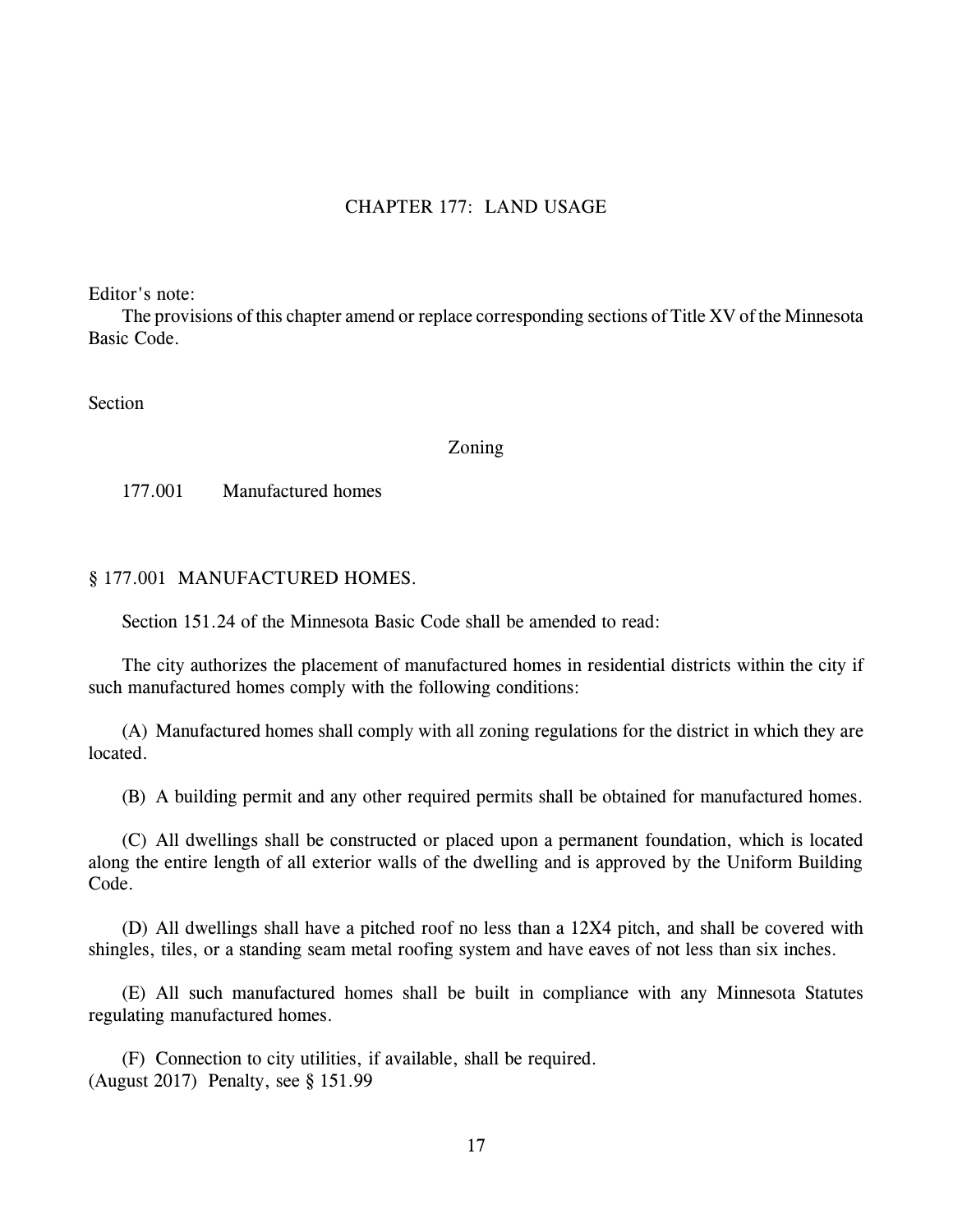# CHAPTER 177: LAND USAGE

Editor's note:

The provisions of this chapter amend or replace corresponding sections of Title XV of the Minnesota Basic Code.

Section

Zoning

177.001 Manufactured homes

## § 177.001 MANUFACTURED HOMES.

Section 151.24 of the Minnesota Basic Code shall be amended to read:

The city authorizes the placement of manufactured homes in residential districts within the city if such manufactured homes comply with the following conditions:

(A) Manufactured homes shall comply with all zoning regulations for the district in which they are located.

(B) A building permit and any other required permits shall be obtained for manufactured homes.

(C) All dwellings shall be constructed or placed upon a permanent foundation, which is located along the entire length of all exterior walls of the dwelling and is approved by the Uniform Building Code.

(D) All dwellings shall have a pitched roof no less than a 12X4 pitch, and shall be covered with shingles, tiles, or a standing seam metal roofing system and have eaves of not less than six inches.

(E) All such manufactured homes shall be built in compliance with any Minnesota Statutes regulating manufactured homes.

(F) Connection to city utilities, if available, shall be required.

(August 2017) Penalty, see § 151.99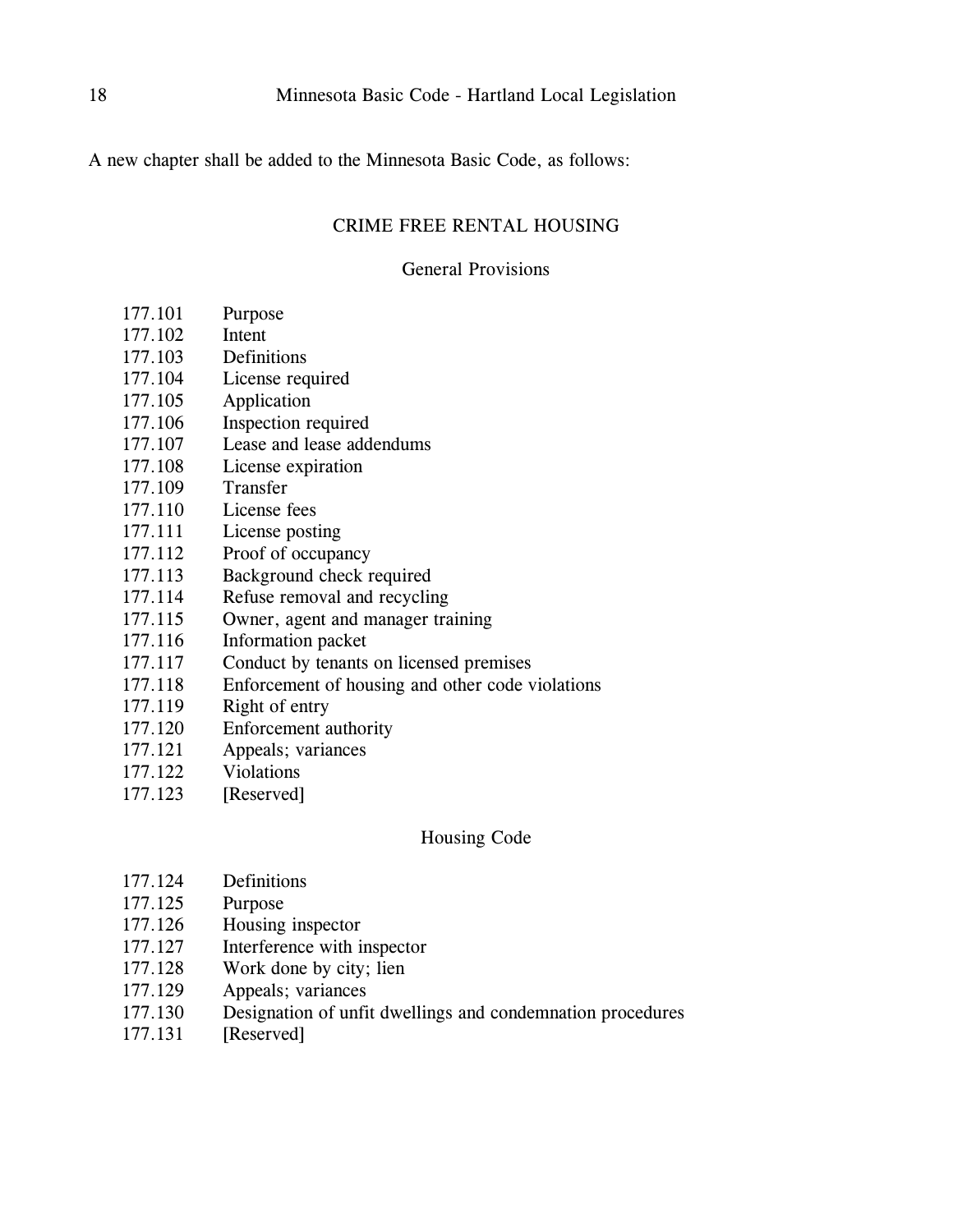A new chapter shall be added to the Minnesota Basic Code, as follows:

## CRIME FREE RENTAL HOUSING

### General Provisions

177.101 Purpose
177.102 Intent
177.103 Definitions
177.104 License required
177.105 Application
177.106 Inspection required
177.107 Lease and lease addendums
177.108 License expiration
177.109 Transfer
177.110 License fees
177.111 License posting
177.112 Proof of occupancy
177.113 Background check required
177.114 Refuse removal and recycling
177.115 Owner, agent and manager training
177.116 Information packet
177.117 Conduct by tenants on licensed premises
177.118 Enforcement of housing and other code violations
177.119 Right of entry
177.120 Enforcement authority
177.121 Appeals; variances
177.122 Violations
177.123 [Reserved]

### Housing Code

177.124 Definitions
177.125 Purpose
177.126 Housing inspector
177.127 Interference with inspector
177.128 Work done by city; lien
177.129 Appeals; variances
177.130 Designation of unfit dwellings and condemnation procedures
177.131 [Reserved]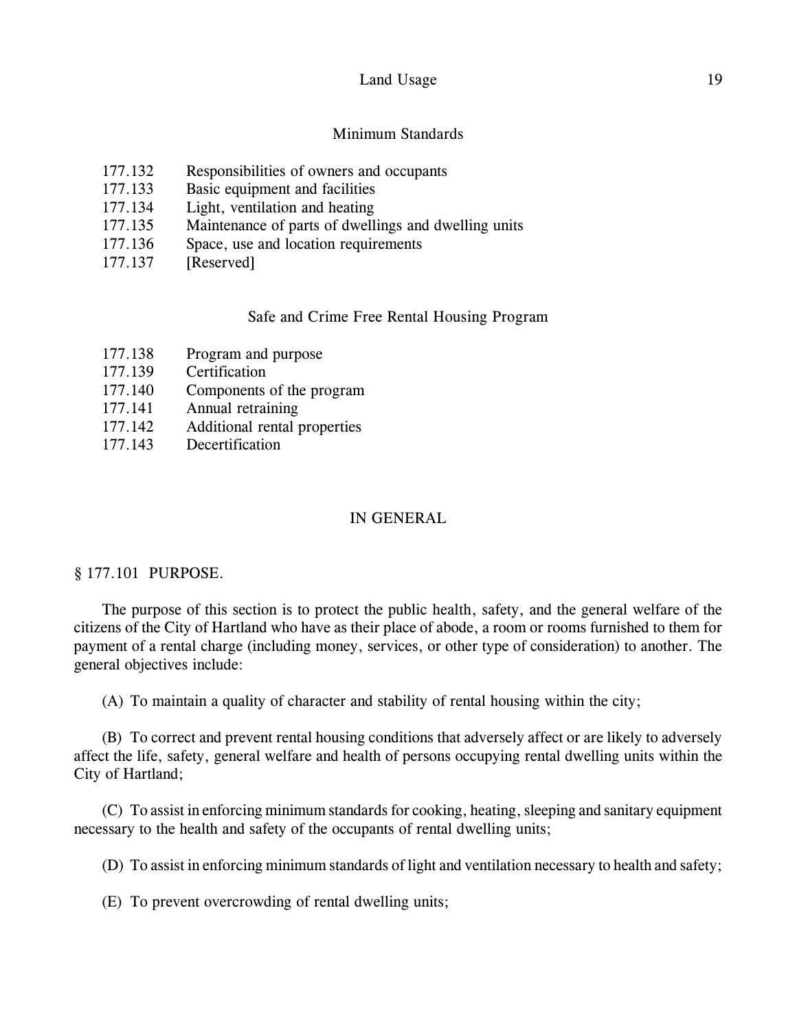Minimum Standards

177.132 Responsibilities of owners and occupants
177.133 Basic equipment and facilities
177.134 Light, ventilation and heating
177.135 Maintenance of parts of dwellings and dwelling units
177.136 Space, use and location requirements
177.137 [Reserved]

Safe and Crime Free Rental Housing Program

177.138 Program and purpose
177.139 Certification
177.140 Components of the program
177.141 Annual retraining
177.142 Additional rental properties
177.143 Decertification

## IN GENERAL

### § 177.101 PURPOSE.

The purpose of this section is to protect the public health, safety, and the general welfare of the citizens of the City of Hartland who have as their place of abode, a room or rooms furnished to them for payment of a rental charge (including money, services, or other type of consideration) to another. The general objectives include:

(A) To maintain a quality of character and stability of rental housing within the city;

(B) To correct and prevent rental housing conditions that adversely affect or are likely to adversely affect the life, safety, general welfare and health of persons occupying rental dwelling units within the City of Hartland;

(C) To assist in enforcing minimum standards for cooking, heating, sleeping and sanitary equipment necessary to the health and safety of the occupants of rental dwelling units;

(D) To assist in enforcing minimum standards of light and ventilation necessary to health and safety;

(E) To prevent overcrowding of rental dwelling units;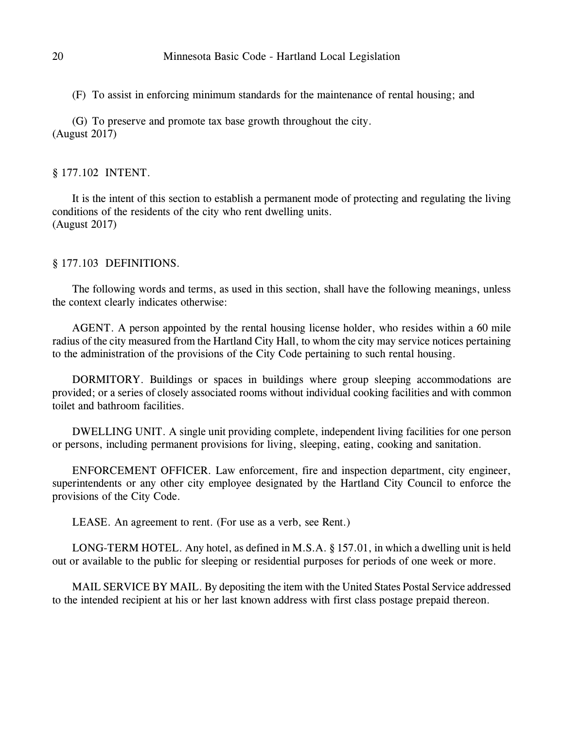(F) To assist in enforcing minimum standards for the maintenance of rental housing; and

(G) To preserve and promote tax base growth throughout the city.
(August 2017)

## § 177.102 INTENT.

It is the intent of this section to establish a permanent mode of protecting and regulating the living conditions of the residents of the city who rent dwelling units.
(August 2017)

## § 177.103 DEFINITIONS.

The following words and terms, as used in this section, shall have the following meanings, unless the context clearly indicates otherwise:

AGENT. A person appointed by the rental housing license holder, who resides within a 60 mile radius of the city measured from the Hartland City Hall, to whom the city may service notices pertaining to the administration of the provisions of the City Code pertaining to such rental housing.

DORMITORY. Buildings or spaces in buildings where group sleeping accommodations are provided; or a series of closely associated rooms without individual cooking facilities and with common toilet and bathroom facilities.

DWELLING UNIT. A single unit providing complete, independent living facilities for one person or persons, including permanent provisions for living, sleeping, eating, cooking and sanitation.

ENFORCEMENT OFFICER. Law enforcement, fire and inspection department, city engineer, superintendents or any other city employee designated by the Hartland City Council to enforce the provisions of the City Code.

LEASE. An agreement to rent. (For use as a verb, see Rent.)

LONG-TERM HOTEL. Any hotel, as defined in M.S.A. § 157.01, in which a dwelling unit is held out or available to the public for sleeping or residential purposes for periods of one week or more.

MAIL SERVICE BY MAIL. By depositing the item with the United States Postal Service addressed to the intended recipient at his or her last known address with first class postage prepaid thereon.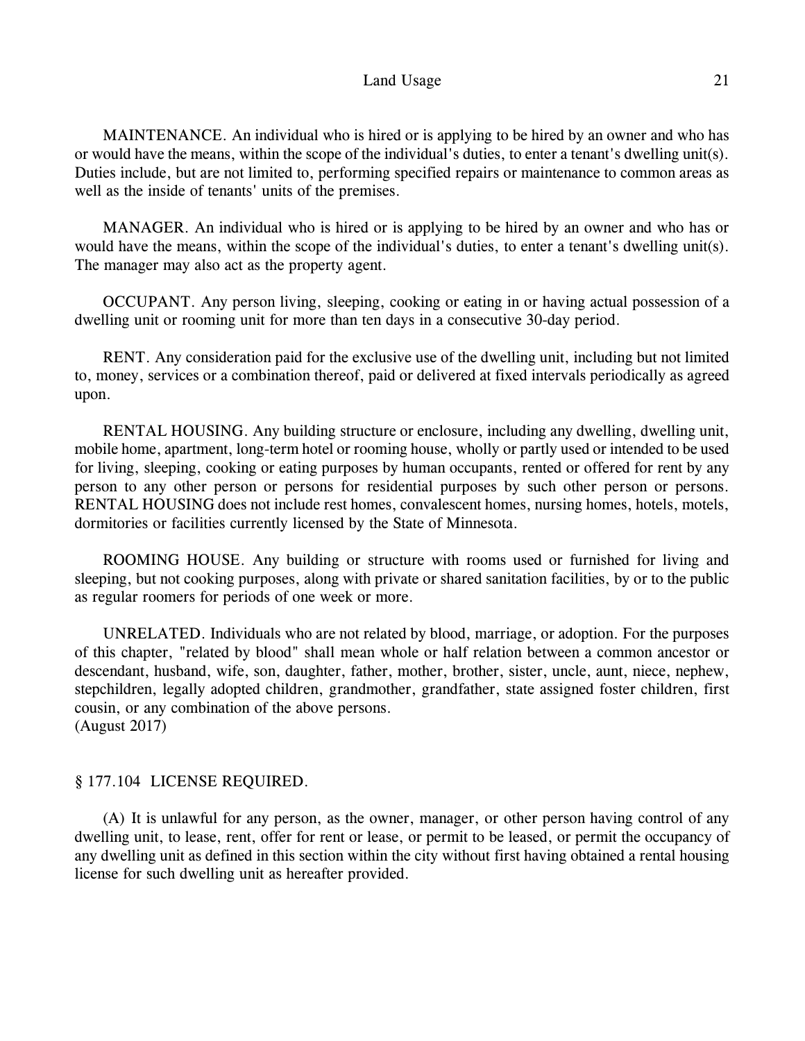MAINTENANCE. An individual who is hired or is applying to be hired by an owner and who has or would have the means, within the scope of the individual's duties, to enter a tenant's dwelling unit(s). Duties include, but are not limited to, performing specified repairs or maintenance to common areas as well as the inside of tenants' units of the premises.

MANAGER. An individual who is hired or is applying to be hired by an owner and who has or would have the means, within the scope of the individual's duties, to enter a tenant's dwelling unit(s). The manager may also act as the property agent.

OCCUPANT. Any person living, sleeping, cooking or eating in or having actual possession of a dwelling unit or rooming unit for more than ten days in a consecutive 30-day period.

RENT. Any consideration paid for the exclusive use of the dwelling unit, including but not limited to, money, services or a combination thereof, paid or delivered at fixed intervals periodically as agreed upon.

RENTAL HOUSING. Any building structure or enclosure, including any dwelling, dwelling unit, mobile home, apartment, long-term hotel or rooming house, wholly or partly used or intended to be used for living, sleeping, cooking or eating purposes by human occupants, rented or offered for rent by any person to any other person or persons for residential purposes by such other person or persons. RENTAL HOUSING does not include rest homes, convalescent homes, nursing homes, hotels, motels, dormitories or facilities currently licensed by the State of Minnesota.

ROOMING HOUSE. Any building or structure with rooms used or furnished for living and sleeping, but not cooking purposes, along with private or shared sanitation facilities, by or to the public as regular roomers for periods of one week or more.

UNRELATED. Individuals who are not related by blood, marriage, or adoption. For the purposes of this chapter, "related by blood" shall mean whole or half relation between a common ancestor or descendant, husband, wife, son, daughter, father, mother, brother, sister, uncle, aunt, niece, nephew, stepchildren, legally adopted children, grandmother, grandfather, state assigned foster children, first cousin, or any combination of the above persons.
(August 2017)

## § 177.104 LICENSE REQUIRED.

(A) It is unlawful for any person, as the owner, manager, or other person having control of any dwelling unit, to lease, rent, offer for rent or lease, or permit to be leased, or permit the occupancy of any dwelling unit as defined in this section within the city without first having obtained a rental housing license for such dwelling unit as hereafter provided.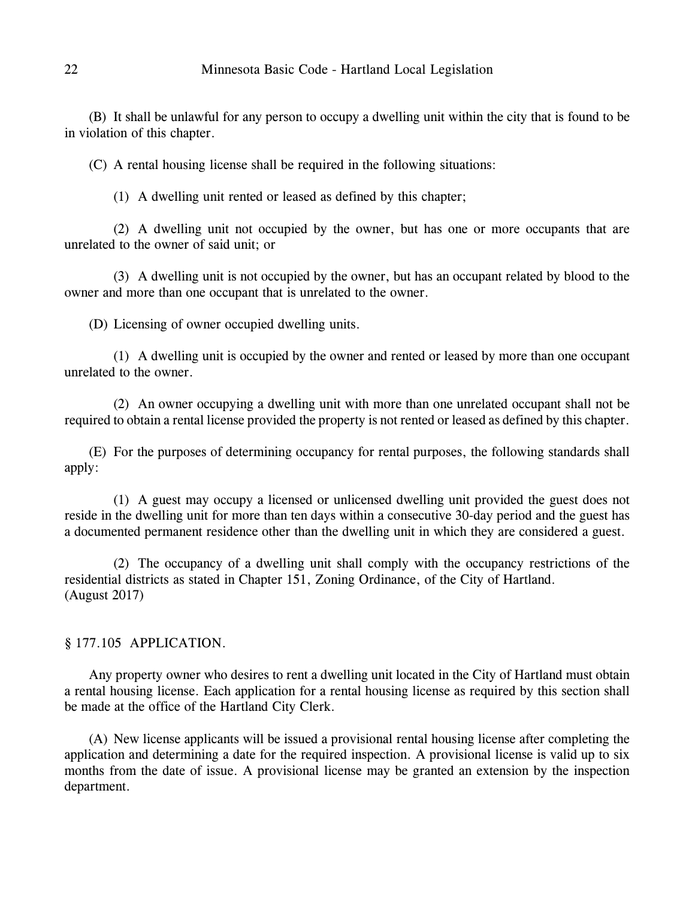(B) It shall be unlawful for any person to occupy a dwelling unit within the city that is found to be in violation of this chapter.

(C) A rental housing license shall be required in the following situations:

(1) A dwelling unit rented or leased as defined by this chapter;

(2) A dwelling unit not occupied by the owner, but has one or more occupants that are unrelated to the owner of said unit; or

(3) A dwelling unit is not occupied by the owner, but has an occupant related by blood to the owner and more than one occupant that is unrelated to the owner.

(D) Licensing of owner occupied dwelling units.

(1) A dwelling unit is occupied by the owner and rented or leased by more than one occupant unrelated to the owner.

(2) An owner occupying a dwelling unit with more than one unrelated occupant shall not be required to obtain a rental license provided the property is not rented or leased as defined by this chapter.

(E) For the purposes of determining occupancy for rental purposes, the following standards shall apply:

(1) A guest may occupy a licensed or unlicensed dwelling unit provided the guest does not reside in the dwelling unit for more than ten days within a consecutive 30-day period and the guest has a documented permanent residence other than the dwelling unit in which they are considered a guest.

(2) The occupancy of a dwelling unit shall comply with the occupancy restrictions of the residential districts as stated in Chapter 151, Zoning Ordinance, of the City of Hartland.
(August 2017)

## § 177.105 APPLICATION.

Any property owner who desires to rent a dwelling unit located in the City of Hartland must obtain a rental housing license. Each application for a rental housing license as required by this section shall be made at the office of the Hartland City Clerk.

(A) New license applicants will be issued a provisional rental housing license after completing the application and determining a date for the required inspection. A provisional license is valid up to six months from the date of issue. A provisional license may be granted an extension by the inspection department.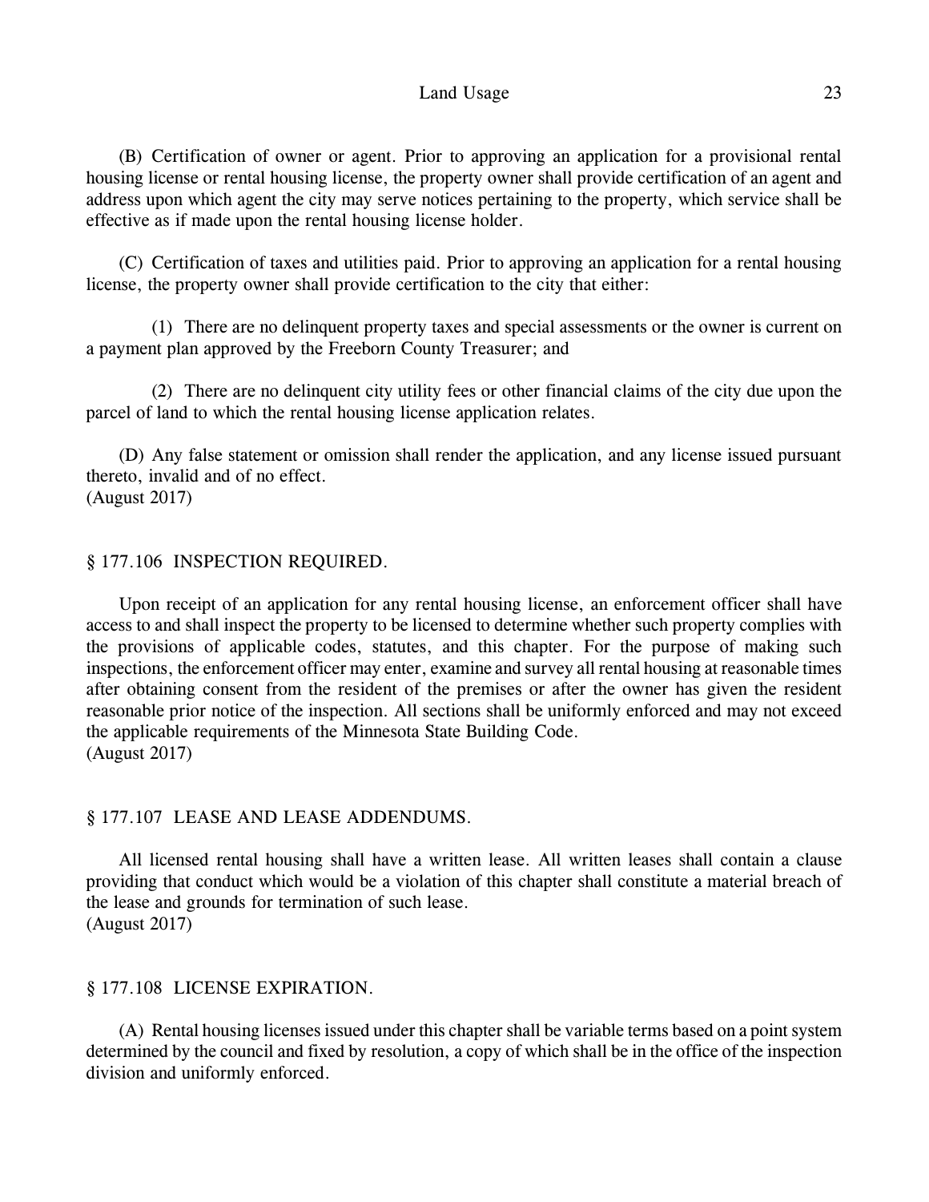(B) Certification of owner or agent. Prior to approving an application for a provisional rental housing license or rental housing license, the property owner shall provide certification of an agent and address upon which agent the city may serve notices pertaining to the property, which service shall be effective as if made upon the rental housing license holder.

(C) Certification of taxes and utilities paid. Prior to approving an application for a rental housing license, the property owner shall provide certification to the city that either:

(1) There are no delinquent property taxes and special assessments or the owner is current on a payment plan approved by the Freeborn County Treasurer; and

(2) There are no delinquent city utility fees or other financial claims of the city due upon the parcel of land to which the rental housing license application relates.

(D) Any false statement or omission shall render the application, and any license issued pursuant thereto, invalid and of no effect.
(August 2017)

## § 177.106 INSPECTION REQUIRED.

Upon receipt of an application for any rental housing license, an enforcement officer shall have access to and shall inspect the property to be licensed to determine whether such property complies with the provisions of applicable codes, statutes, and this chapter. For the purpose of making such inspections, the enforcement officer may enter, examine and survey all rental housing at reasonable times after obtaining consent from the resident of the premises or after the owner has given the resident reasonable prior notice of the inspection. All sections shall be uniformly enforced and may not exceed the applicable requirements of the Minnesota State Building Code.
(August 2017)

## § 177.107 LEASE AND LEASE ADDENDUMS.

All licensed rental housing shall have a written lease. All written leases shall contain a clause providing that conduct which would be a violation of this chapter shall constitute a material breach of the lease and grounds for termination of such lease.
(August 2017)

## § 177.108 LICENSE EXPIRATION.

(A) Rental housing licenses issued under this chapter shall be variable terms based on a point system determined by the council and fixed by resolution, a copy of which shall be in the office of the inspection division and uniformly enforced.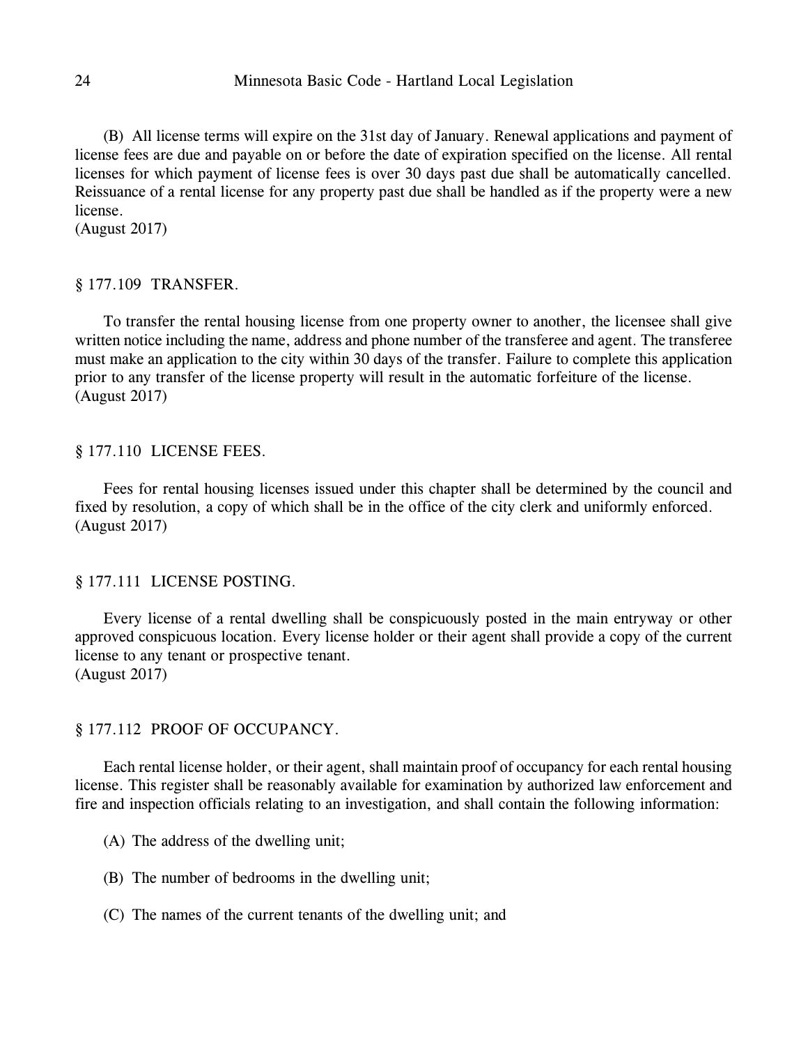(B) All license terms will expire on the 31st day of January. Renewal applications and payment of license fees are due and payable on or before the date of expiration specified on the license. All rental licenses for which payment of license fees is over 30 days past due shall be automatically cancelled. Reissuance of a rental license for any property past due shall be handled as if the property were a new license.
(August 2017)

### § 177.109 TRANSFER.

To transfer the rental housing license from one property owner to another, the licensee shall give written notice including the name, address and phone number of the transferee and agent. The transferee must make an application to the city within 30 days of the transfer. Failure to complete this application prior to any transfer of the license property will result in the automatic forfeiture of the license.
(August 2017)

### § 177.110 LICENSE FEES.

Fees for rental housing licenses issued under this chapter shall be determined by the council and fixed by resolution, a copy of which shall be in the office of the city clerk and uniformly enforced.
(August 2017)

### § 177.111 LICENSE POSTING.

Every license of a rental dwelling shall be conspicuously posted in the main entryway or other approved conspicuous location. Every license holder or their agent shall provide a copy of the current license to any tenant or prospective tenant.
(August 2017)

### § 177.112 PROOF OF OCCUPANCY.

Each rental license holder, or their agent, shall maintain proof of occupancy for each rental housing license. This register shall be reasonably available for examination by authorized law enforcement and fire and inspection officials relating to an investigation, and shall contain the following information:

(A) The address of the dwelling unit;

(B) The number of bedrooms in the dwelling unit;

(C) The names of the current tenants of the dwelling unit; and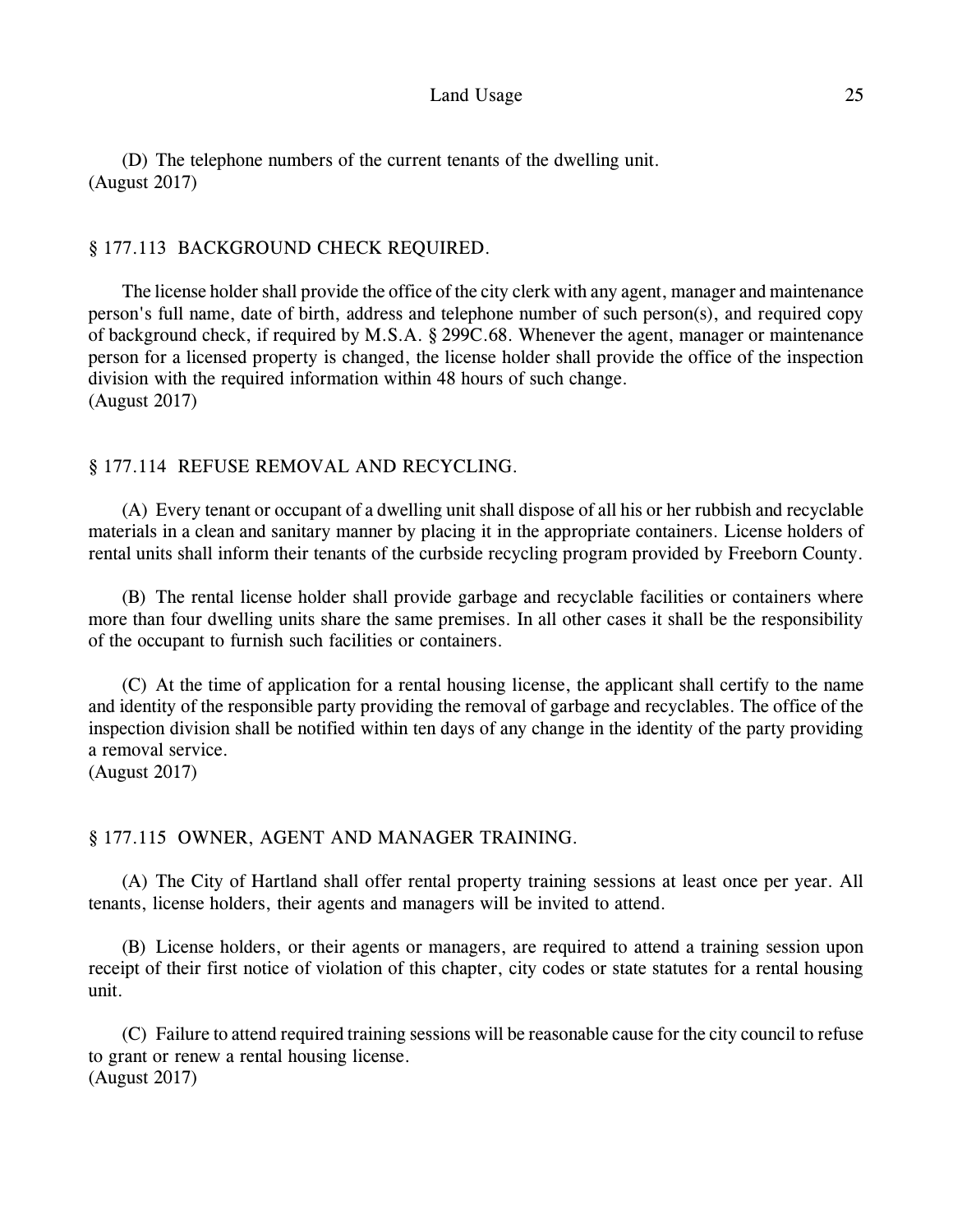(D) The telephone numbers of the current tenants of the dwelling unit.
(August 2017)

## § 177.113 BACKGROUND CHECK REQUIRED.

The license holder shall provide the office of the city clerk with any agent, manager and maintenance person's full name, date of birth, address and telephone number of such person(s), and required copy of background check, if required by M.S.A. § 299C.68. Whenever the agent, manager or maintenance person for a licensed property is changed, the license holder shall provide the office of the inspection division with the required information within 48 hours of such change.
(August 2017)

## § 177.114 REFUSE REMOVAL AND RECYCLING.

(A) Every tenant or occupant of a dwelling unit shall dispose of all his or her rubbish and recyclable materials in a clean and sanitary manner by placing it in the appropriate containers. License holders of rental units shall inform their tenants of the curbside recycling program provided by Freeborn County.

(B) The rental license holder shall provide garbage and recyclable facilities or containers where more than four dwelling units share the same premises. In all other cases it shall be the responsibility of the occupant to furnish such facilities or containers.

(C) At the time of application for a rental housing license, the applicant shall certify to the name and identity of the responsible party providing the removal of garbage and recyclables. The office of the inspection division shall be notified within ten days of any change in the identity of the party providing a removal service.
(August 2017)

## § 177.115 OWNER, AGENT AND MANAGER TRAINING.

(A) The City of Hartland shall offer rental property training sessions at least once per year. All tenants, license holders, their agents and managers will be invited to attend.

(B) License holders, or their agents or managers, are required to attend a training session upon receipt of their first notice of violation of this chapter, city codes or state statutes for a rental housing unit.

(C) Failure to attend required training sessions will be reasonable cause for the city council to refuse to grant or renew a rental housing license.
(August 2017)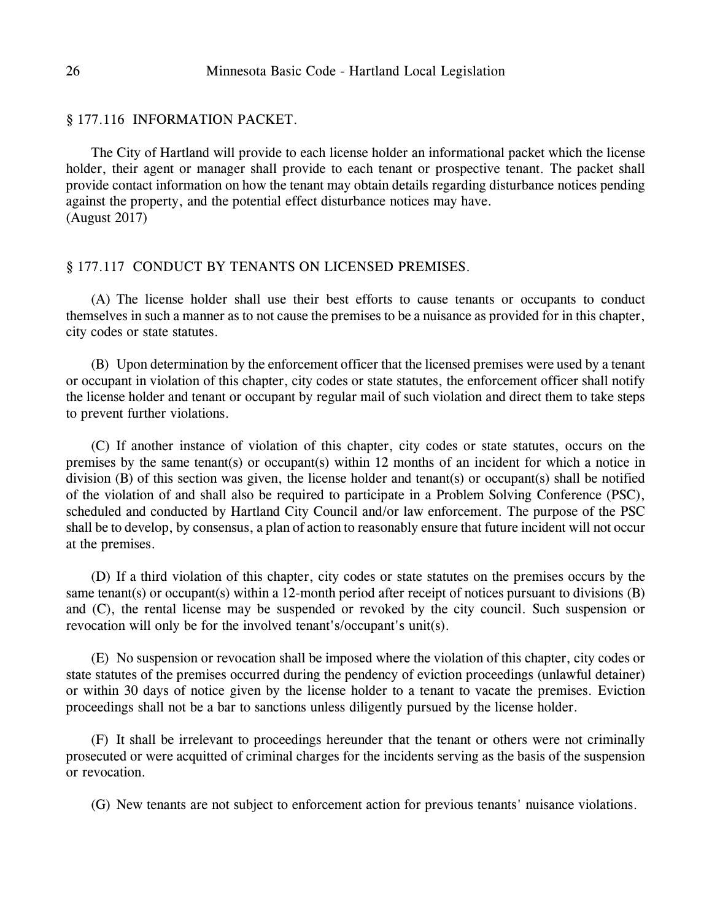## § 177.116 INFORMATION PACKET.

The City of Hartland will provide to each license holder an informational packet which the license holder, their agent or manager shall provide to each tenant or prospective tenant. The packet shall provide contact information on how the tenant may obtain details regarding disturbance notices pending against the property, and the potential effect disturbance notices may have.
(August 2017)

## § 177.117 CONDUCT BY TENANTS ON LICENSED PREMISES.

(A) The license holder shall use their best efforts to cause tenants or occupants to conduct themselves in such a manner as to not cause the premises to be a nuisance as provided for in this chapter, city codes or state statutes.

(B) Upon determination by the enforcement officer that the licensed premises were used by a tenant or occupant in violation of this chapter, city codes or state statutes, the enforcement officer shall notify the license holder and tenant or occupant by regular mail of such violation and direct them to take steps to prevent further violations.

(C) If another instance of violation of this chapter, city codes or state statutes, occurs on the premises by the same tenant(s) or occupant(s) within 12 months of an incident for which a notice in division (B) of this section was given, the license holder and tenant(s) or occupant(s) shall be notified of the violation of and shall also be required to participate in a Problem Solving Conference (PSC), scheduled and conducted by Hartland City Council and/or law enforcement. The purpose of the PSC shall be to develop, by consensus, a plan of action to reasonably ensure that future incident will not occur at the premises.

(D) If a third violation of this chapter, city codes or state statutes on the premises occurs by the same tenant(s) or occupant(s) within a 12-month period after receipt of notices pursuant to divisions (B) and (C), the rental license may be suspended or revoked by the city council. Such suspension or revocation will only be for the involved tenant's/occupant's unit(s).

(E) No suspension or revocation shall be imposed where the violation of this chapter, city codes or state statutes of the premises occurred during the pendency of eviction proceedings (unlawful detainer) or within 30 days of notice given by the license holder to a tenant to vacate the premises. Eviction proceedings shall not be a bar to sanctions unless diligently pursued by the license holder.

(F) It shall be irrelevant to proceedings hereunder that the tenant or others were not criminally prosecuted or were acquitted of criminal charges for the incidents serving as the basis of the suspension or revocation.

(G) New tenants are not subject to enforcement action for previous tenants' nuisance violations.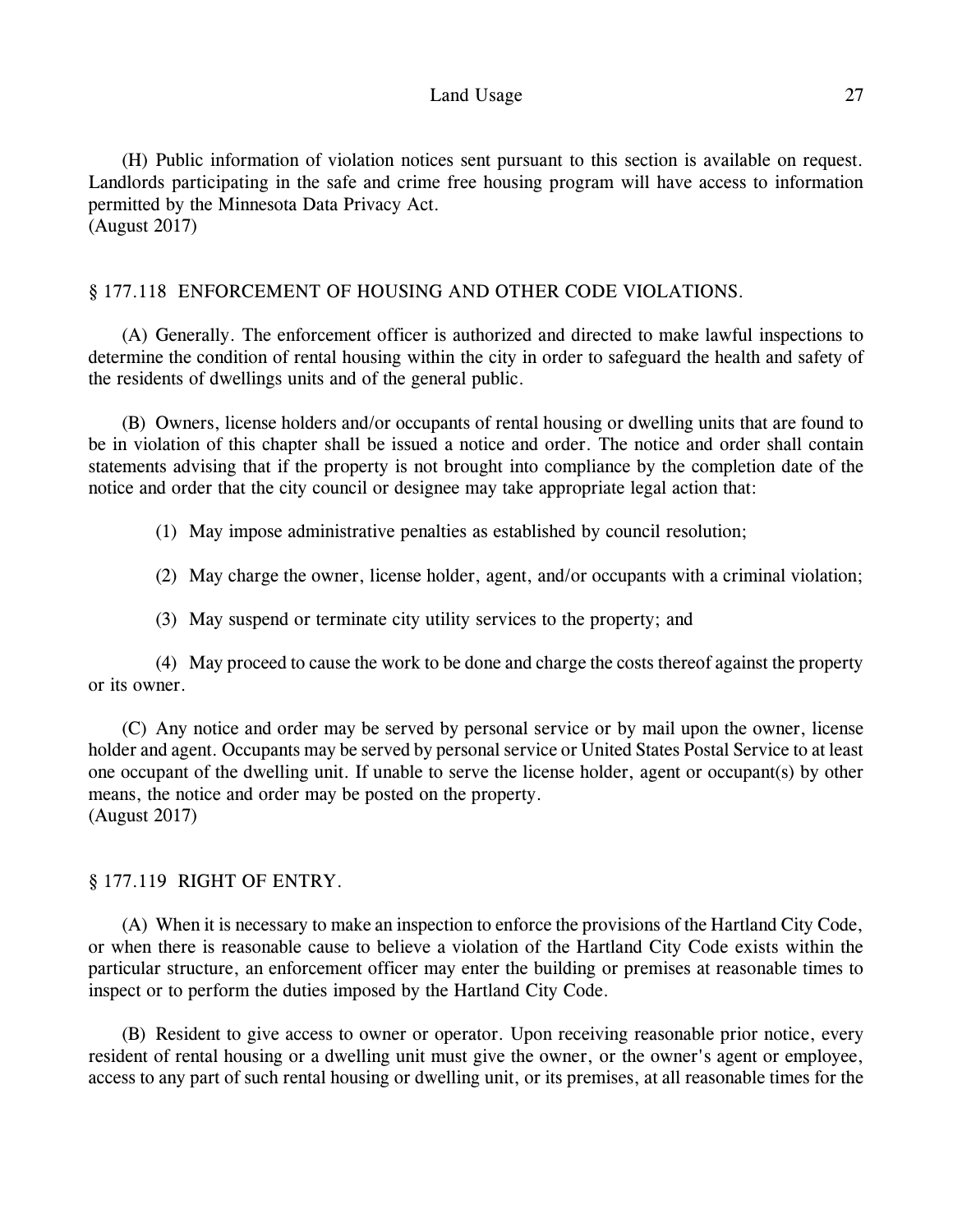(H) Public information of violation notices sent pursuant to this section is available on request. Landlords participating in the safe and crime free housing program will have access to information permitted by the Minnesota Data Privacy Act.
(August 2017)

## § 177.118 ENFORCEMENT OF HOUSING AND OTHER CODE VIOLATIONS.

(A) Generally. The enforcement officer is authorized and directed to make lawful inspections to determine the condition of rental housing within the city in order to safeguard the health and safety of the residents of dwellings units and of the general public.

(B) Owners, license holders and/or occupants of rental housing or dwelling units that are found to be in violation of this chapter shall be issued a notice and order. The notice and order shall contain statements advising that if the property is not brought into compliance by the completion date of the notice and order that the city council or designee may take appropriate legal action that:

(1) May impose administrative penalties as established by council resolution;

(2) May charge the owner, license holder, agent, and/or occupants with a criminal violation;

(3) May suspend or terminate city utility services to the property; and

(4) May proceed to cause the work to be done and charge the costs thereof against the property or its owner.

(C) Any notice and order may be served by personal service or by mail upon the owner, license holder and agent. Occupants may be served by personal service or United States Postal Service to at least one occupant of the dwelling unit. If unable to serve the license holder, agent or occupant(s) by other means, the notice and order may be posted on the property.
(August 2017)

## § 177.119 RIGHT OF ENTRY.

(A) When it is necessary to make an inspection to enforce the provisions of the Hartland City Code, or when there is reasonable cause to believe a violation of the Hartland City Code exists within the particular structure, an enforcement officer may enter the building or premises at reasonable times to inspect or to perform the duties imposed by the Hartland City Code.

(B) Resident to give access to owner or operator. Upon receiving reasonable prior notice, every resident of rental housing or a dwelling unit must give the owner, or the owner's agent or employee, access to any part of such rental housing or dwelling unit, or its premises, at all reasonable times for the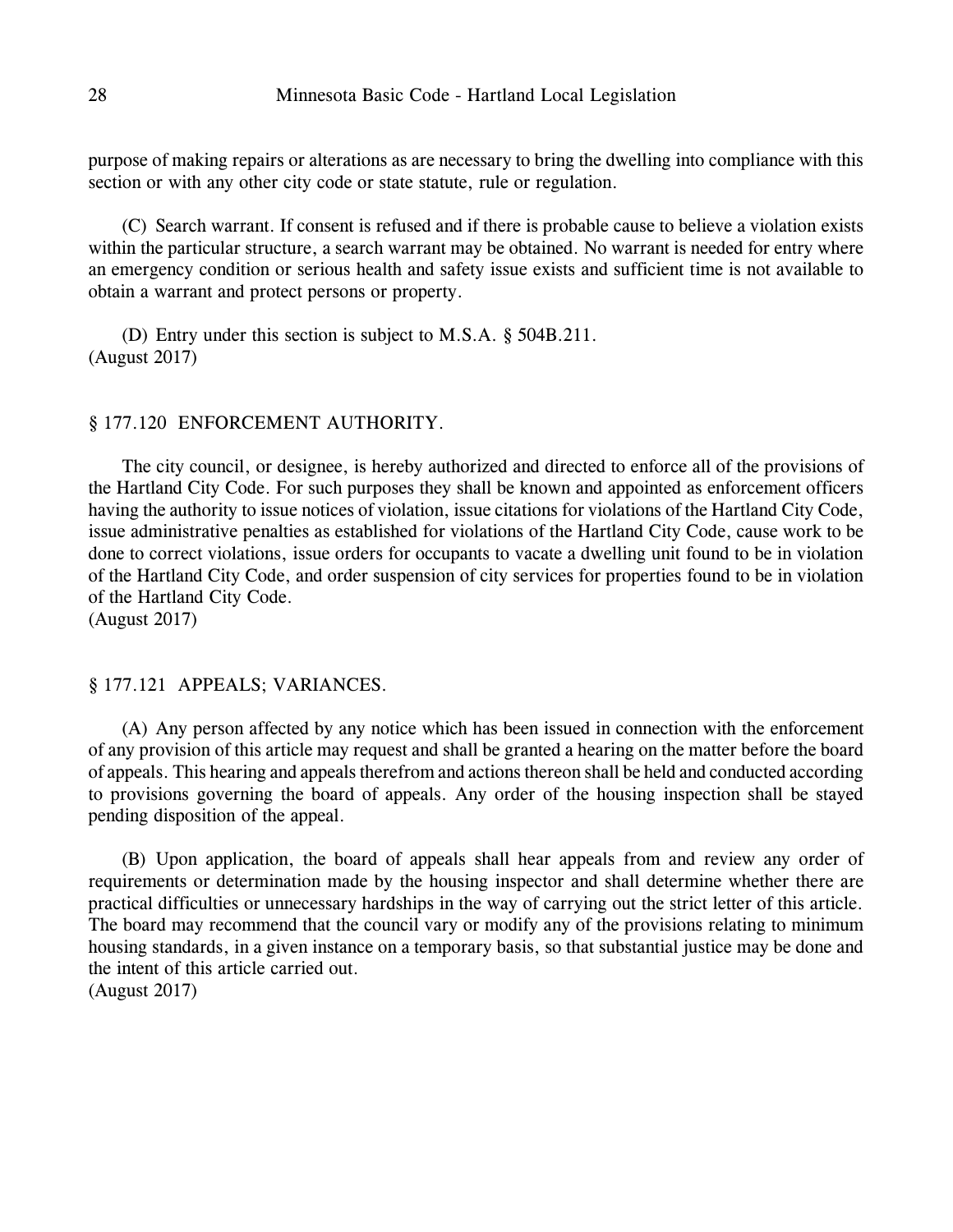purpose of making repairs or alterations as are necessary to bring the dwelling into compliance with this section or with any other city code or state statute, rule or regulation.

(C) Search warrant. If consent is refused and if there is probable cause to believe a violation exists within the particular structure, a search warrant may be obtained. No warrant is needed for entry where an emergency condition or serious health and safety issue exists and sufficient time is not available to obtain a warrant and protect persons or property.

(D) Entry under this section is subject to M.S.A. § 504B.211.
(August 2017)

## § 177.120 ENFORCEMENT AUTHORITY.

The city council, or designee, is hereby authorized and directed to enforce all of the provisions of the Hartland City Code. For such purposes they shall be known and appointed as enforcement officers having the authority to issue notices of violation, issue citations for violations of the Hartland City Code, issue administrative penalties as established for violations of the Hartland City Code, cause work to be done to correct violations, issue orders for occupants to vacate a dwelling unit found to be in violation of the Hartland City Code, and order suspension of city services for properties found to be in violation of the Hartland City Code.
(August 2017)

## § 177.121 APPEALS; VARIANCES.

(A) Any person affected by any notice which has been issued in connection with the enforcement of any provision of this article may request and shall be granted a hearing on the matter before the board of appeals. This hearing and appeals therefrom and actions thereon shall be held and conducted according to provisions governing the board of appeals. Any order of the housing inspection shall be stayed pending disposition of the appeal.

(B) Upon application, the board of appeals shall hear appeals from and review any order of requirements or determination made by the housing inspector and shall determine whether there are practical difficulties or unnecessary hardships in the way of carrying out the strict letter of this article. The board may recommend that the council vary or modify any of the provisions relating to minimum housing standards, in a given instance on a temporary basis, so that substantial justice may be done and the intent of this article carried out.
(August 2017)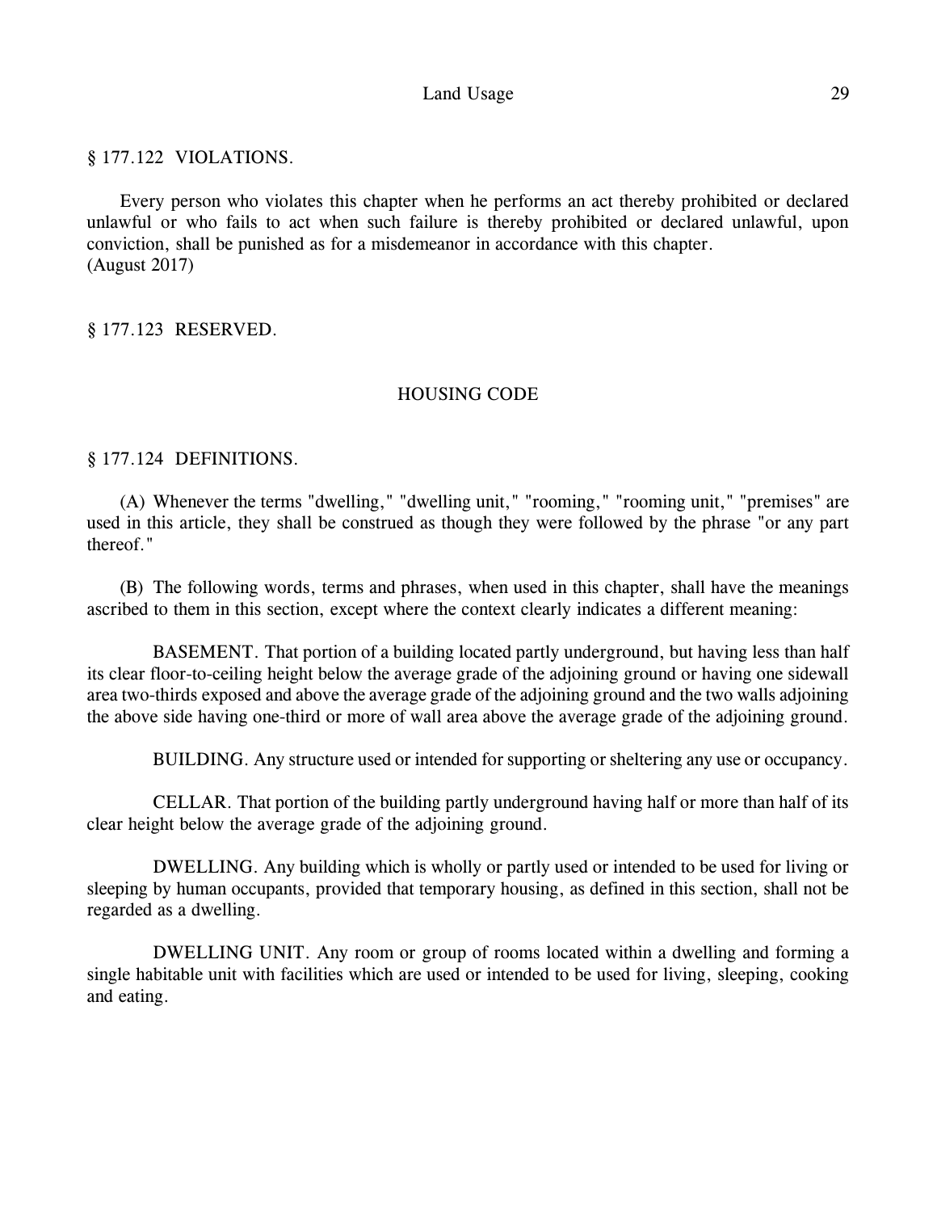§ 177.122 VIOLATIONS.

Every person who violates this chapter when he performs an act thereby prohibited or declared unlawful or who fails to act when such failure is thereby prohibited or declared unlawful, upon conviction, shall be punished as for a misdemeanor in accordance with this chapter.
(August 2017)

§ 177.123 RESERVED.

## HOUSING CODE

§ 177.124 DEFINITIONS.

(A) Whenever the terms "dwelling," "dwelling unit," "rooming," "rooming unit," "premises" are used in this article, they shall be construed as though they were followed by the phrase "or any part thereof."

(B) The following words, terms and phrases, when used in this chapter, shall have the meanings ascribed to them in this section, except where the context clearly indicates a different meaning:

BASEMENT. That portion of a building located partly underground, but having less than half its clear floor-to-ceiling height below the average grade of the adjoining ground or having one sidewall area two-thirds exposed and above the average grade of the adjoining ground and the two walls adjoining the above side having one-third or more of wall area above the average grade of the adjoining ground.

BUILDING. Any structure used or intended for supporting or sheltering any use or occupancy.

CELLAR. That portion of the building partly underground having half or more than half of its clear height below the average grade of the adjoining ground.

DWELLING. Any building which is wholly or partly used or intended to be used for living or sleeping by human occupants, provided that temporary housing, as defined in this section, shall not be regarded as a dwelling.

DWELLING UNIT. Any room or group of rooms located within a dwelling and forming a single habitable unit with facilities which are used or intended to be used for living, sleeping, cooking and eating.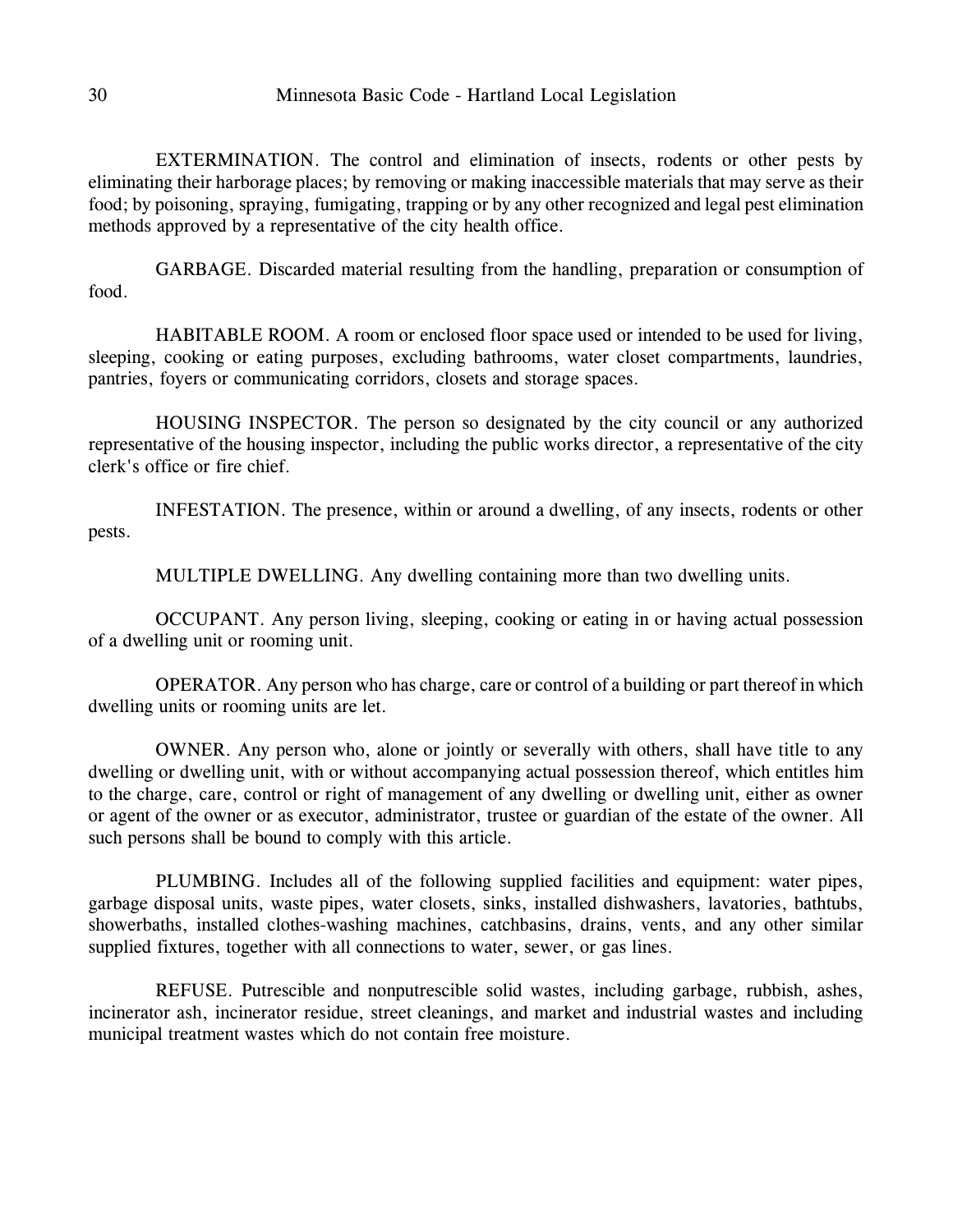EXTERMINATION. The control and elimination of insects, rodents or other pests by eliminating their harborage places; by removing or making inaccessible materials that may serve as their food; by poisoning, spraying, fumigating, trapping or by any other recognized and legal pest elimination methods approved by a representative of the city health office.

GARBAGE. Discarded material resulting from the handling, preparation or consumption of food.

HABITABLE ROOM. A room or enclosed floor space used or intended to be used for living, sleeping, cooking or eating purposes, excluding bathrooms, water closet compartments, laundries, pantries, foyers or communicating corridors, closets and storage spaces.

HOUSING INSPECTOR. The person so designated by the city council or any authorized representative of the housing inspector, including the public works director, a representative of the city clerk's office or fire chief.

INFESTATION. The presence, within or around a dwelling, of any insects, rodents or other pests.

MULTIPLE DWELLING. Any dwelling containing more than two dwelling units.

OCCUPANT. Any person living, sleeping, cooking or eating in or having actual possession of a dwelling unit or rooming unit.

OPERATOR. Any person who has charge, care or control of a building or part thereof in which dwelling units or rooming units are let.

OWNER. Any person who, alone or jointly or severally with others, shall have title to any dwelling or dwelling unit, with or without accompanying actual possession thereof, which entitles him to the charge, care, control or right of management of any dwelling or dwelling unit, either as owner or agent of the owner or as executor, administrator, trustee or guardian of the estate of the owner. All such persons shall be bound to comply with this article.

PLUMBING. Includes all of the following supplied facilities and equipment: water pipes, garbage disposal units, waste pipes, water closets, sinks, installed dishwashers, lavatories, bathtubs, showerbaths, installed clothes-washing machines, catchbasins, drains, vents, and any other similar supplied fixtures, together with all connections to water, sewer, or gas lines.

REFUSE. Putrescible and nonputrescible solid wastes, including garbage, rubbish, ashes, incinerator ash, incinerator residue, street cleanings, and market and industrial wastes and including municipal treatment wastes which do not contain free moisture.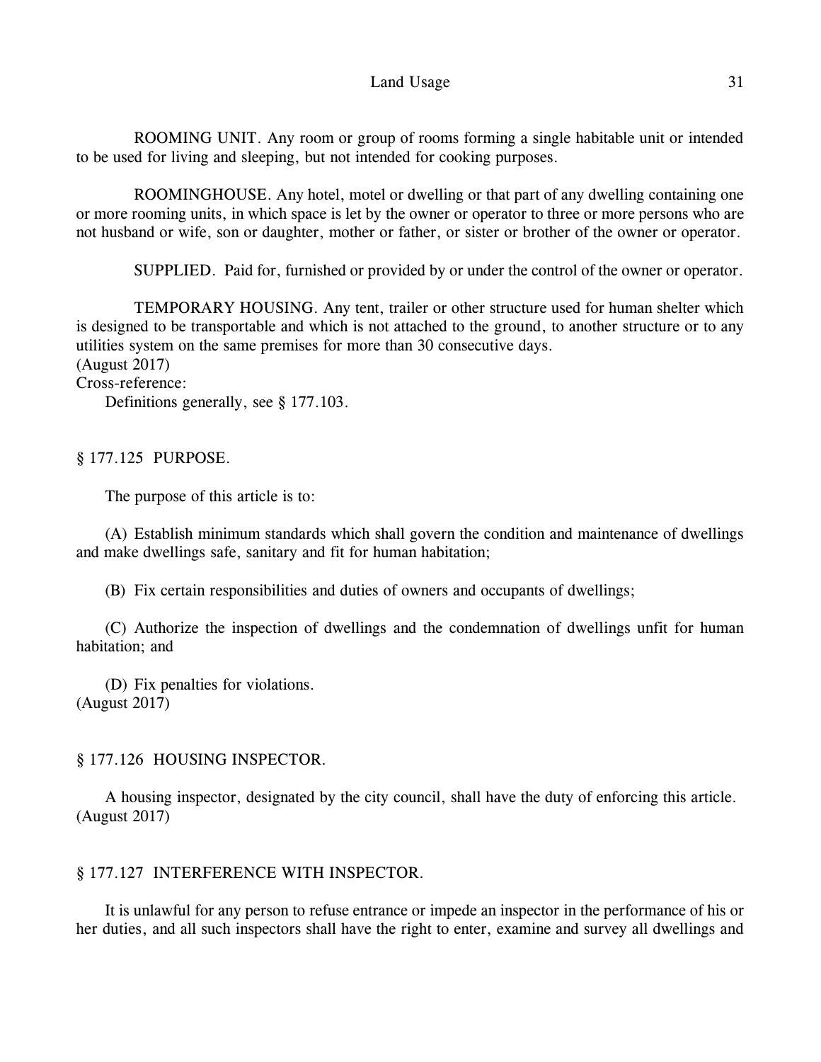ROOMING UNIT. Any room or group of rooms forming a single habitable unit or intended to be used for living and sleeping, but not intended for cooking purposes.

ROOMINGHOUSE. Any hotel, motel or dwelling or that part of any dwelling containing one or more rooming units, in which space is let by the owner or operator to three or more persons who are not husband or wife, son or daughter, mother or father, or sister or brother of the owner or operator.

SUPPLIED. Paid for, furnished or provided by or under the control of the owner or operator.

TEMPORARY HOUSING. Any tent, trailer or other structure used for human shelter which is designed to be transportable and which is not attached to the ground, to another structure or to any utilities system on the same premises for more than 30 consecutive days.
(August 2017)
Cross-reference:
Definitions generally, see § 177.103.

## § 177.125 PURPOSE.

The purpose of this article is to:

(A) Establish minimum standards which shall govern the condition and maintenance of dwellings and make dwellings safe, sanitary and fit for human habitation;

(B) Fix certain responsibilities and duties of owners and occupants of dwellings;

(C) Authorize the inspection of dwellings and the condemnation of dwellings unfit for human habitation; and

(D) Fix penalties for violations.
(August 2017)

## § 177.126 HOUSING INSPECTOR.

A housing inspector, designated by the city council, shall have the duty of enforcing this article.
(August 2017)

## § 177.127 INTERFERENCE WITH INSPECTOR.

It is unlawful for any person to refuse entrance or impede an inspector in the performance of his or her duties, and all such inspectors shall have the right to enter, examine and survey all dwellings and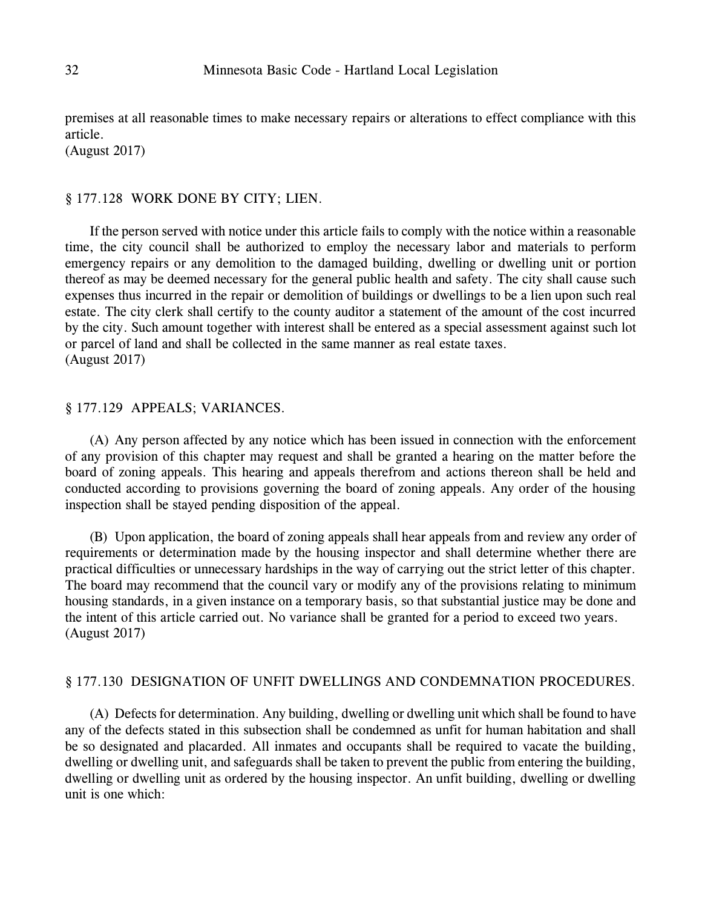premises at all reasonable times to make necessary repairs or alterations to effect compliance with this article.
(August 2017)

## § 177.128 WORK DONE BY CITY; LIEN.

If the person served with notice under this article fails to comply with the notice within a reasonable time, the city council shall be authorized to employ the necessary labor and materials to perform emergency repairs or any demolition to the damaged building, dwelling or dwelling unit or portion thereof as may be deemed necessary for the general public health and safety. The city shall cause such expenses thus incurred in the repair or demolition of buildings or dwellings to be a lien upon such real estate. The city clerk shall certify to the county auditor a statement of the amount of the cost incurred by the city. Such amount together with interest shall be entered as a special assessment against such lot or parcel of land and shall be collected in the same manner as real estate taxes.
(August 2017)

## § 177.129 APPEALS; VARIANCES.

(A) Any person affected by any notice which has been issued in connection with the enforcement of any provision of this chapter may request and shall be granted a hearing on the matter before the board of zoning appeals. This hearing and appeals therefrom and actions thereon shall be held and conducted according to provisions governing the board of zoning appeals. Any order of the housing inspection shall be stayed pending disposition of the appeal.

(B) Upon application, the board of zoning appeals shall hear appeals from and review any order of requirements or determination made by the housing inspector and shall determine whether there are practical difficulties or unnecessary hardships in the way of carrying out the strict letter of this chapter. The board may recommend that the council vary or modify any of the provisions relating to minimum housing standards, in a given instance on a temporary basis, so that substantial justice may be done and the intent of this article carried out. No variance shall be granted for a period to exceed two years.
(August 2017)

## § 177.130 DESIGNATION OF UNFIT DWELLINGS AND CONDEMNATION PROCEDURES.

(A) Defects for determination. Any building, dwelling or dwelling unit which shall be found to have any of the defects stated in this subsection shall be condemned as unfit for human habitation and shall be so designated and placarded. All inmates and occupants shall be required to vacate the building, dwelling or dwelling unit, and safeguards shall be taken to prevent the public from entering the building, dwelling or dwelling unit as ordered by the housing inspector. An unfit building, dwelling or dwelling unit is one which: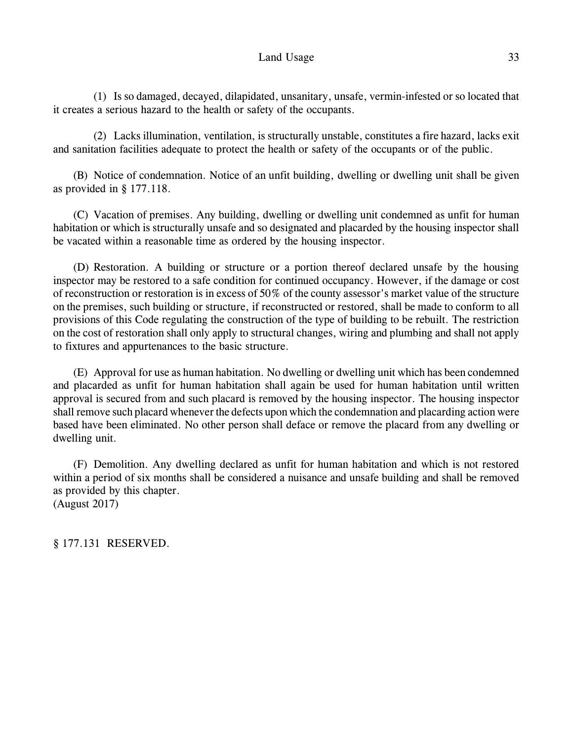(1) Is so damaged, decayed, dilapidated, unsanitary, unsafe, vermin-infested or so located that it creates a serious hazard to the health or safety of the occupants.

(2) Lacks illumination, ventilation, is structurally unstable, constitutes a fire hazard, lacks exit and sanitation facilities adequate to protect the health or safety of the occupants or of the public.

(B) Notice of condemnation. Notice of an unfit building, dwelling or dwelling unit shall be given as provided in § 177.118.

(C) Vacation of premises. Any building, dwelling or dwelling unit condemned as unfit for human habitation or which is structurally unsafe and so designated and placarded by the housing inspector shall be vacated within a reasonable time as ordered by the housing inspector.

(D) Restoration. A building or structure or a portion thereof declared unsafe by the housing inspector may be restored to a safe condition for continued occupancy. However, if the damage or cost of reconstruction or restoration is in excess of 50% of the county assessor's market value of the structure on the premises, such building or structure, if reconstructed or restored, shall be made to conform to all provisions of this Code regulating the construction of the type of building to be rebuilt. The restriction on the cost of restoration shall only apply to structural changes, wiring and plumbing and shall not apply to fixtures and appurtenances to the basic structure.

(E) Approval for use as human habitation. No dwelling or dwelling unit which has been condemned and placarded as unfit for human habitation shall again be used for human habitation until written approval is secured from and such placard is removed by the housing inspector. The housing inspector shall remove such placard whenever the defects upon which the condemnation and placarding action were based have been eliminated. No other person shall deface or remove the placard from any dwelling or dwelling unit.

(F) Demolition. Any dwelling declared as unfit for human habitation and which is not restored within a period of six months shall be considered a nuisance and unsafe building and shall be removed as provided by this chapter.
(August 2017)

§ 177.131 RESERVED.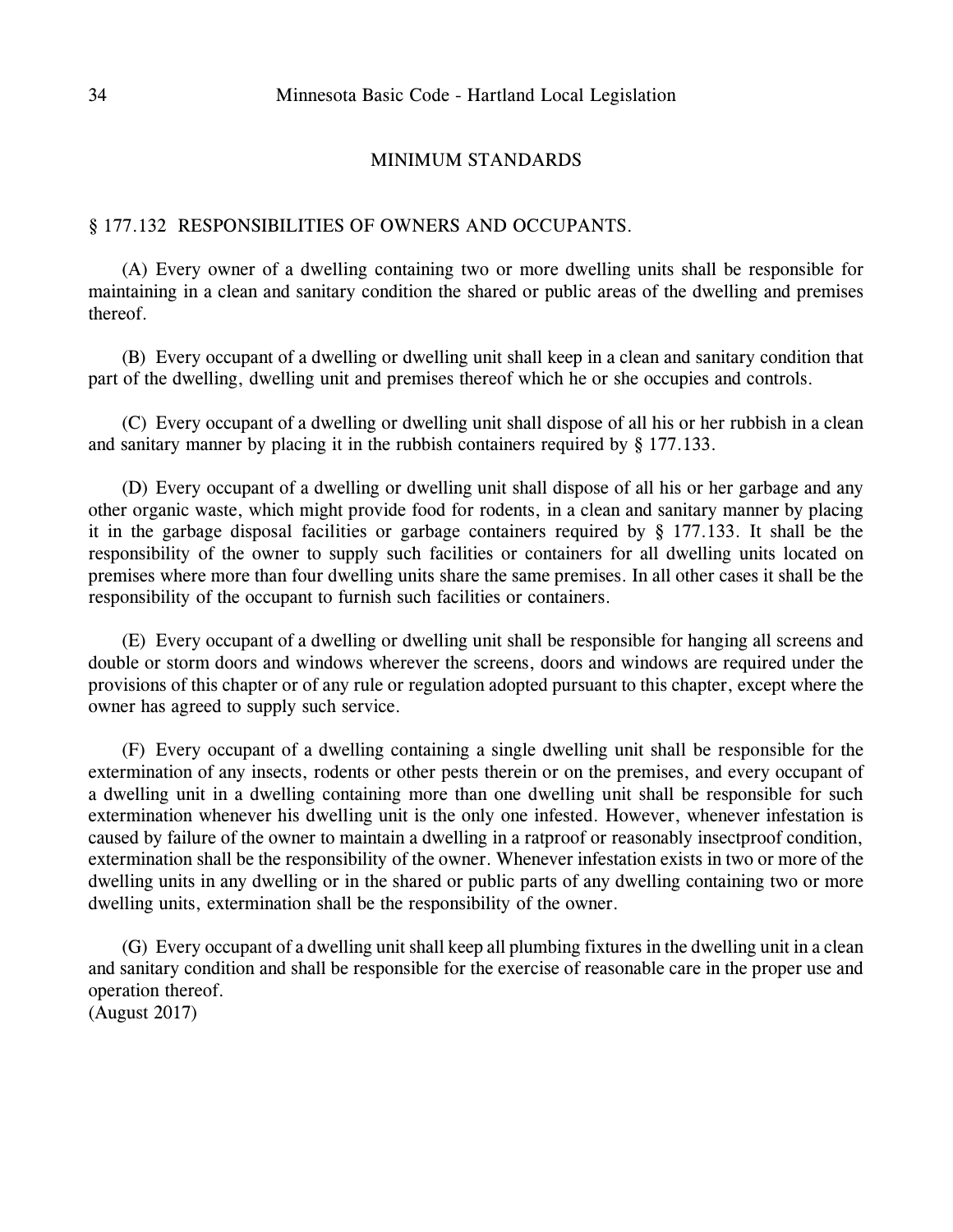## MINIMUM STANDARDS

### § 177.132 RESPONSIBILITIES OF OWNERS AND OCCUPANTS.

(A) Every owner of a dwelling containing two or more dwelling units shall be responsible for maintaining in a clean and sanitary condition the shared or public areas of the dwelling and premises thereof.

(B) Every occupant of a dwelling or dwelling unit shall keep in a clean and sanitary condition that part of the dwelling, dwelling unit and premises thereof which he or she occupies and controls.

(C) Every occupant of a dwelling or dwelling unit shall dispose of all his or her rubbish in a clean and sanitary manner by placing it in the rubbish containers required by § 177.133.

(D) Every occupant of a dwelling or dwelling unit shall dispose of all his or her garbage and any other organic waste, which might provide food for rodents, in a clean and sanitary manner by placing it in the garbage disposal facilities or garbage containers required by § 177.133. It shall be the responsibility of the owner to supply such facilities or containers for all dwelling units located on premises where more than four dwelling units share the same premises. In all other cases it shall be the responsibility of the occupant to furnish such facilities or containers.

(E) Every occupant of a dwelling or dwelling unit shall be responsible for hanging all screens and double or storm doors and windows wherever the screens, doors and windows are required under the provisions of this chapter or of any rule or regulation adopted pursuant to this chapter, except where the owner has agreed to supply such service.

(F) Every occupant of a dwelling containing a single dwelling unit shall be responsible for the extermination of any insects, rodents or other pests therein or on the premises, and every occupant of a dwelling unit in a dwelling containing more than one dwelling unit shall be responsible for such extermination whenever his dwelling unit is the only one infested. However, whenever infestation is caused by failure of the owner to maintain a dwelling in a ratproof or reasonably insectproof condition, extermination shall be the responsibility of the owner. Whenever infestation exists in two or more of the dwelling units in any dwelling or in the shared or public parts of any dwelling containing two or more dwelling units, extermination shall be the responsibility of the owner.

(G) Every occupant of a dwelling unit shall keep all plumbing fixtures in the dwelling unit in a clean and sanitary condition and shall be responsible for the exercise of reasonable care in the proper use and operation thereof.
(August 2017)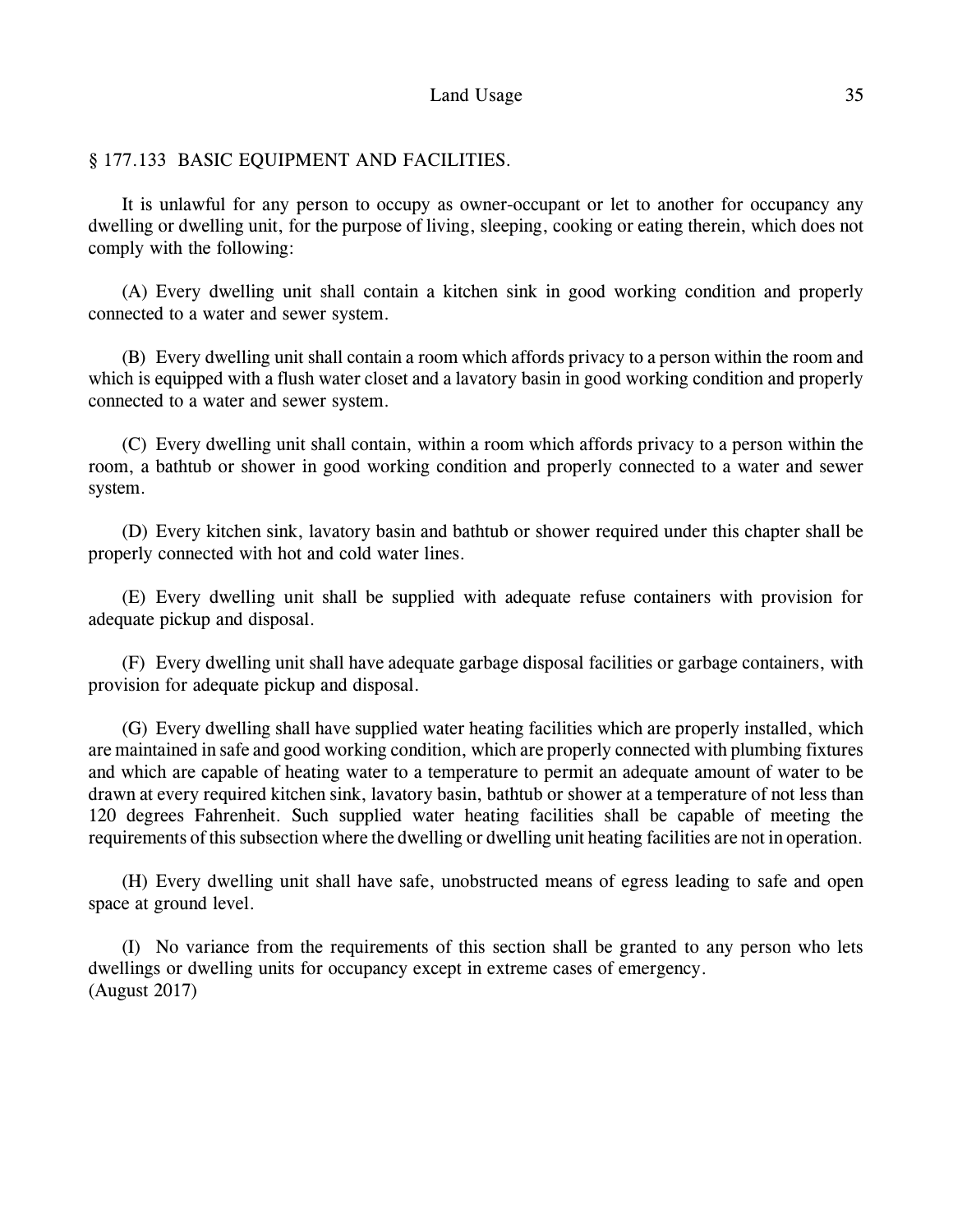## § 177.133 BASIC EQUIPMENT AND FACILITIES.

It is unlawful for any person to occupy as owner-occupant or let to another for occupancy any dwelling or dwelling unit, for the purpose of living, sleeping, cooking or eating therein, which does not comply with the following:

(A) Every dwelling unit shall contain a kitchen sink in good working condition and properly connected to a water and sewer system.

(B) Every dwelling unit shall contain a room which affords privacy to a person within the room and which is equipped with a flush water closet and a lavatory basin in good working condition and properly connected to a water and sewer system.

(C) Every dwelling unit shall contain, within a room which affords privacy to a person within the room, a bathtub or shower in good working condition and properly connected to a water and sewer system.

(D) Every kitchen sink, lavatory basin and bathtub or shower required under this chapter shall be properly connected with hot and cold water lines.

(E) Every dwelling unit shall be supplied with adequate refuse containers with provision for adequate pickup and disposal.

(F) Every dwelling unit shall have adequate garbage disposal facilities or garbage containers, with provision for adequate pickup and disposal.

(G) Every dwelling shall have supplied water heating facilities which are properly installed, which are maintained in safe and good working condition, which are properly connected with plumbing fixtures and which are capable of heating water to a temperature to permit an adequate amount of water to be drawn at every required kitchen sink, lavatory basin, bathtub or shower at a temperature of not less than 120 degrees Fahrenheit. Such supplied water heating facilities shall be capable of meeting the requirements of this subsection where the dwelling or dwelling unit heating facilities are not in operation.

(H) Every dwelling unit shall have safe, unobstructed means of egress leading to safe and open space at ground level.

(I) No variance from the requirements of this section shall be granted to any person who lets dwellings or dwelling units for occupancy except in extreme cases of emergency.
(August 2017)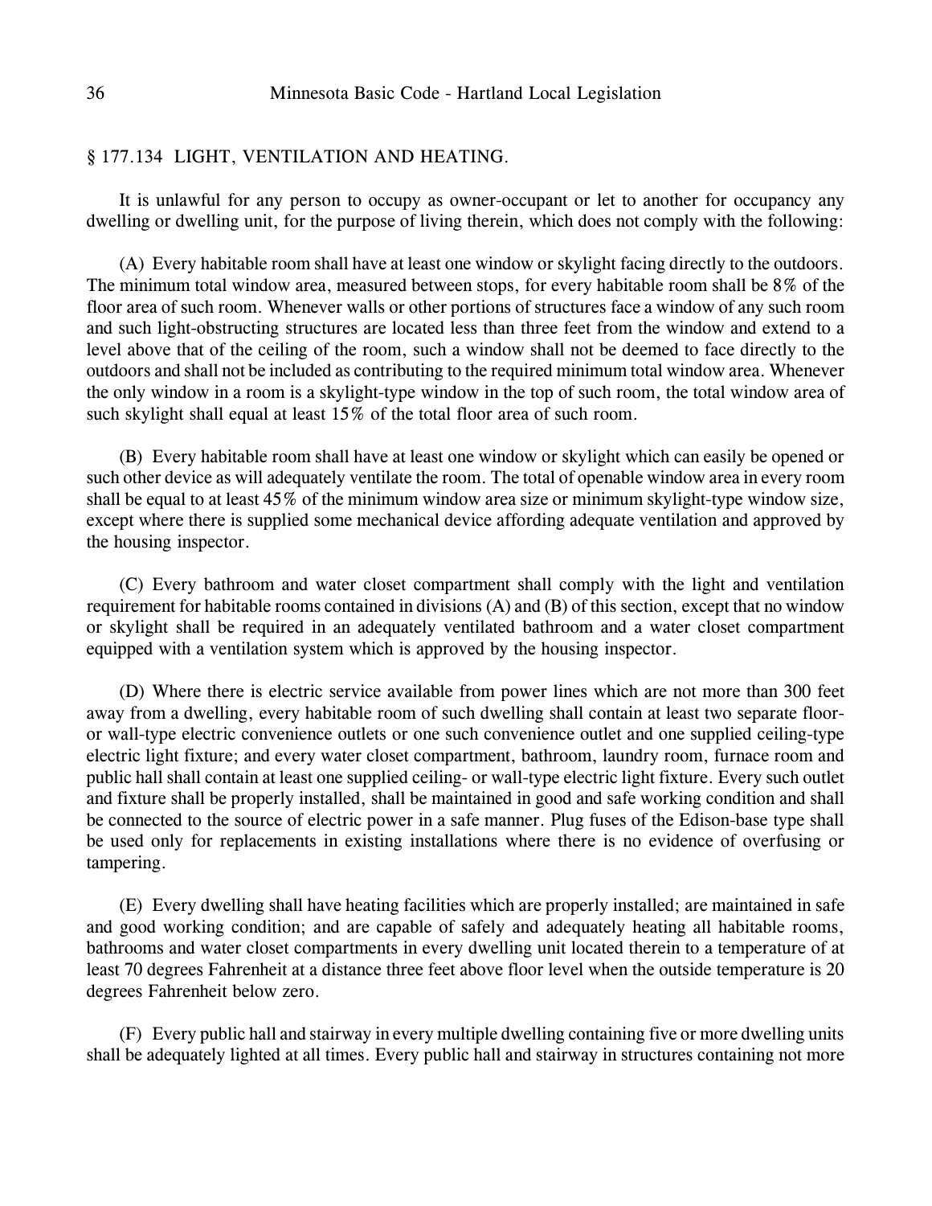## § 177.134 LIGHT, VENTILATION AND HEATING.

It is unlawful for any person to occupy as owner-occupant or let to another for occupancy any dwelling or dwelling unit, for the purpose of living therein, which does not comply with the following:

(A) Every habitable room shall have at least one window or skylight facing directly to the outdoors. The minimum total window area, measured between stops, for every habitable room shall be 8% of the floor area of such room. Whenever walls or other portions of structures face a window of any such room and such light-obstructing structures are located less than three feet from the window and extend to a level above that of the ceiling of the room, such a window shall not be deemed to face directly to the outdoors and shall not be included as contributing to the required minimum total window area. Whenever the only window in a room is a skylight-type window in the top of such room, the total window area of such skylight shall equal at least 15% of the total floor area of such room.

(B) Every habitable room shall have at least one window or skylight which can easily be opened or such other device as will adequately ventilate the room. The total of openable window area in every room shall be equal to at least 45% of the minimum window area size or minimum skylight-type window size, except where there is supplied some mechanical device affording adequate ventilation and approved by the housing inspector.

(C) Every bathroom and water closet compartment shall comply with the light and ventilation requirement for habitable rooms contained in divisions (A) and (B) of this section, except that no window or skylight shall be required in an adequately ventilated bathroom and a water closet compartment equipped with a ventilation system which is approved by the housing inspector.

(D) Where there is electric service available from power lines which are not more than 300 feet away from a dwelling, every habitable room of such dwelling shall contain at least two separate floor- or wall-type electric convenience outlets or one such convenience outlet and one supplied ceiling-type electric light fixture; and every water closet compartment, bathroom, laundry room, furnace room and public hall shall contain at least one supplied ceiling- or wall-type electric light fixture. Every such outlet and fixture shall be properly installed, shall be maintained in good and safe working condition and shall be connected to the source of electric power in a safe manner. Plug fuses of the Edison-base type shall be used only for replacements in existing installations where there is no evidence of overfusing or tampering.

(E) Every dwelling shall have heating facilities which are properly installed; are maintained in safe and good working condition; and are capable of safely and adequately heating all habitable rooms, bathrooms and water closet compartments in every dwelling unit located therein to a temperature of at least 70 degrees Fahrenheit at a distance three feet above floor level when the outside temperature is 20 degrees Fahrenheit below zero.

(F) Every public hall and stairway in every multiple dwelling containing five or more dwelling units shall be adequately lighted at all times. Every public hall and stairway in structures containing not more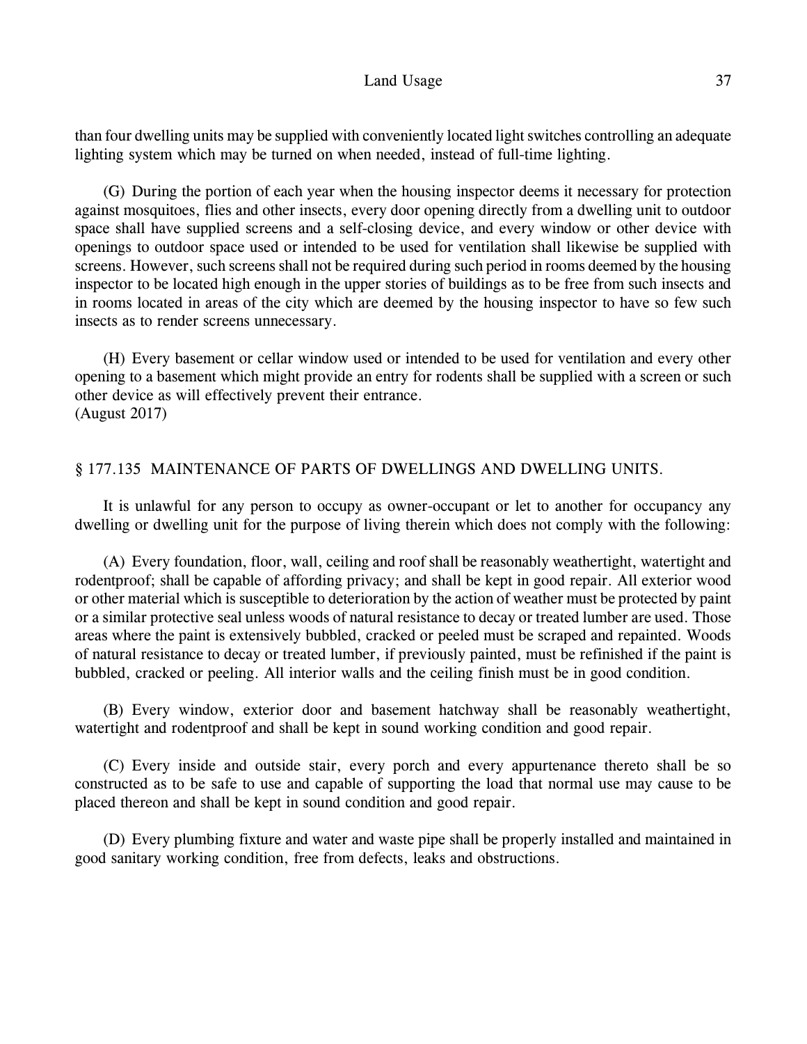than four dwelling units may be supplied with conveniently located light switches controlling an adequate lighting system which may be turned on when needed, instead of full-time lighting.

(G) During the portion of each year when the housing inspector deems it necessary for protection against mosquitoes, flies and other insects, every door opening directly from a dwelling unit to outdoor space shall have supplied screens and a self-closing device, and every window or other device with openings to outdoor space used or intended to be used for ventilation shall likewise be supplied with screens. However, such screens shall not be required during such period in rooms deemed by the housing inspector to be located high enough in the upper stories of buildings as to be free from such insects and in rooms located in areas of the city which are deemed by the housing inspector to have so few such insects as to render screens unnecessary.

(H) Every basement or cellar window used or intended to be used for ventilation and every other opening to a basement which might provide an entry for rodents shall be supplied with a screen or such other device as will effectively prevent their entrance.
(August 2017)

## § 177.135 MAINTENANCE OF PARTS OF DWELLINGS AND DWELLING UNITS.

It is unlawful for any person to occupy as owner-occupant or let to another for occupancy any dwelling or dwelling unit for the purpose of living therein which does not comply with the following:

(A) Every foundation, floor, wall, ceiling and roof shall be reasonably weathertight, watertight and rodentproof; shall be capable of affording privacy; and shall be kept in good repair. All exterior wood or other material which is susceptible to deterioration by the action of weather must be protected by paint or a similar protective seal unless woods of natural resistance to decay or treated lumber are used. Those areas where the paint is extensively bubbled, cracked or peeled must be scraped and repainted. Woods of natural resistance to decay or treated lumber, if previously painted, must be refinished if the paint is bubbled, cracked or peeling. All interior walls and the ceiling finish must be in good condition.

(B) Every window, exterior door and basement hatchway shall be reasonably weathertight, watertight and rodentproof and shall be kept in sound working condition and good repair.

(C) Every inside and outside stair, every porch and every appurtenance thereto shall be so constructed as to be safe to use and capable of supporting the load that normal use may cause to be placed thereon and shall be kept in sound condition and good repair.

(D) Every plumbing fixture and water and waste pipe shall be properly installed and maintained in good sanitary working condition, free from defects, leaks and obstructions.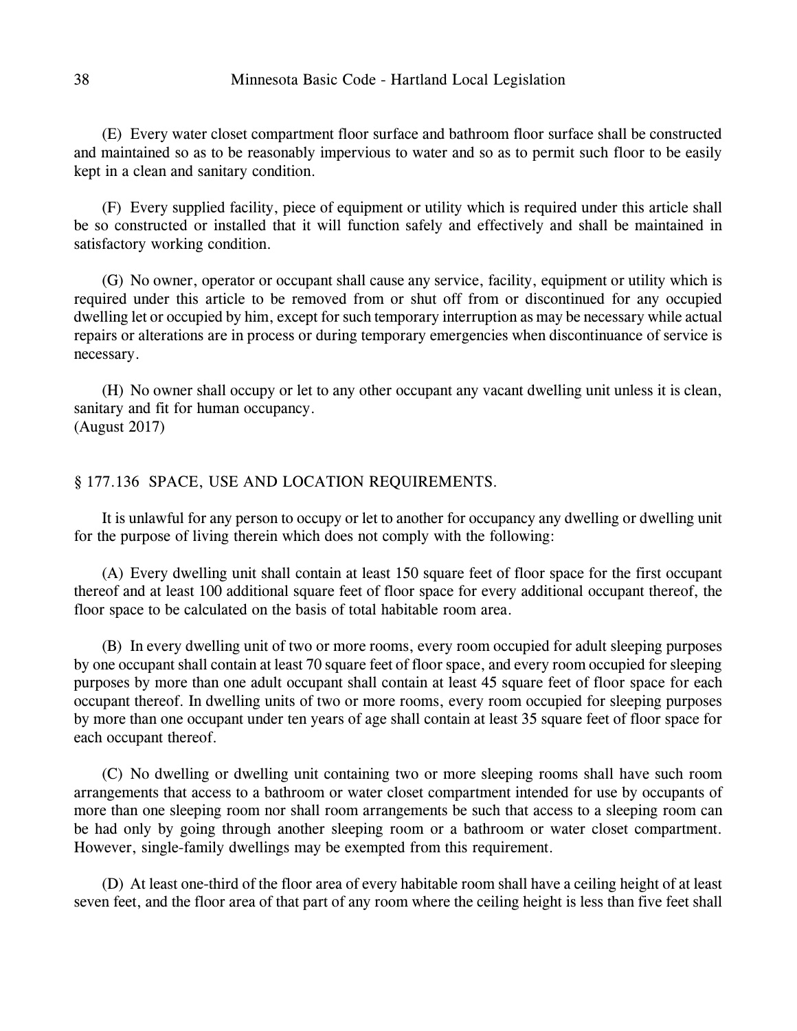(E) Every water closet compartment floor surface and bathroom floor surface shall be constructed and maintained so as to be reasonably impervious to water and so as to permit such floor to be easily kept in a clean and sanitary condition.

(F) Every supplied facility, piece of equipment or utility which is required under this article shall be so constructed or installed that it will function safely and effectively and shall be maintained in satisfactory working condition.

(G) No owner, operator or occupant shall cause any service, facility, equipment or utility which is required under this article to be removed from or shut off from or discontinued for any occupied dwelling let or occupied by him, except for such temporary interruption as may be necessary while actual repairs or alterations are in process or during temporary emergencies when discontinuance of service is necessary.

(H) No owner shall occupy or let to any other occupant any vacant dwelling unit unless it is clean, sanitary and fit for human occupancy.
(August 2017)

## § 177.136 SPACE, USE AND LOCATION REQUIREMENTS.

It is unlawful for any person to occupy or let to another for occupancy any dwelling or dwelling unit for the purpose of living therein which does not comply with the following:

(A) Every dwelling unit shall contain at least 150 square feet of floor space for the first occupant thereof and at least 100 additional square feet of floor space for every additional occupant thereof, the floor space to be calculated on the basis of total habitable room area.

(B) In every dwelling unit of two or more rooms, every room occupied for adult sleeping purposes by one occupant shall contain at least 70 square feet of floor space, and every room occupied for sleeping purposes by more than one adult occupant shall contain at least 45 square feet of floor space for each occupant thereof. In dwelling units of two or more rooms, every room occupied for sleeping purposes by more than one occupant under ten years of age shall contain at least 35 square feet of floor space for each occupant thereof.

(C) No dwelling or dwelling unit containing two or more sleeping rooms shall have such room arrangements that access to a bathroom or water closet compartment intended for use by occupants of more than one sleeping room nor shall room arrangements be such that access to a sleeping room can be had only by going through another sleeping room or a bathroom or water closet compartment. However, single-family dwellings may be exempted from this requirement.

(D) At least one-third of the floor area of every habitable room shall have a ceiling height of at least seven feet, and the floor area of that part of any room where the ceiling height is less than five feet shall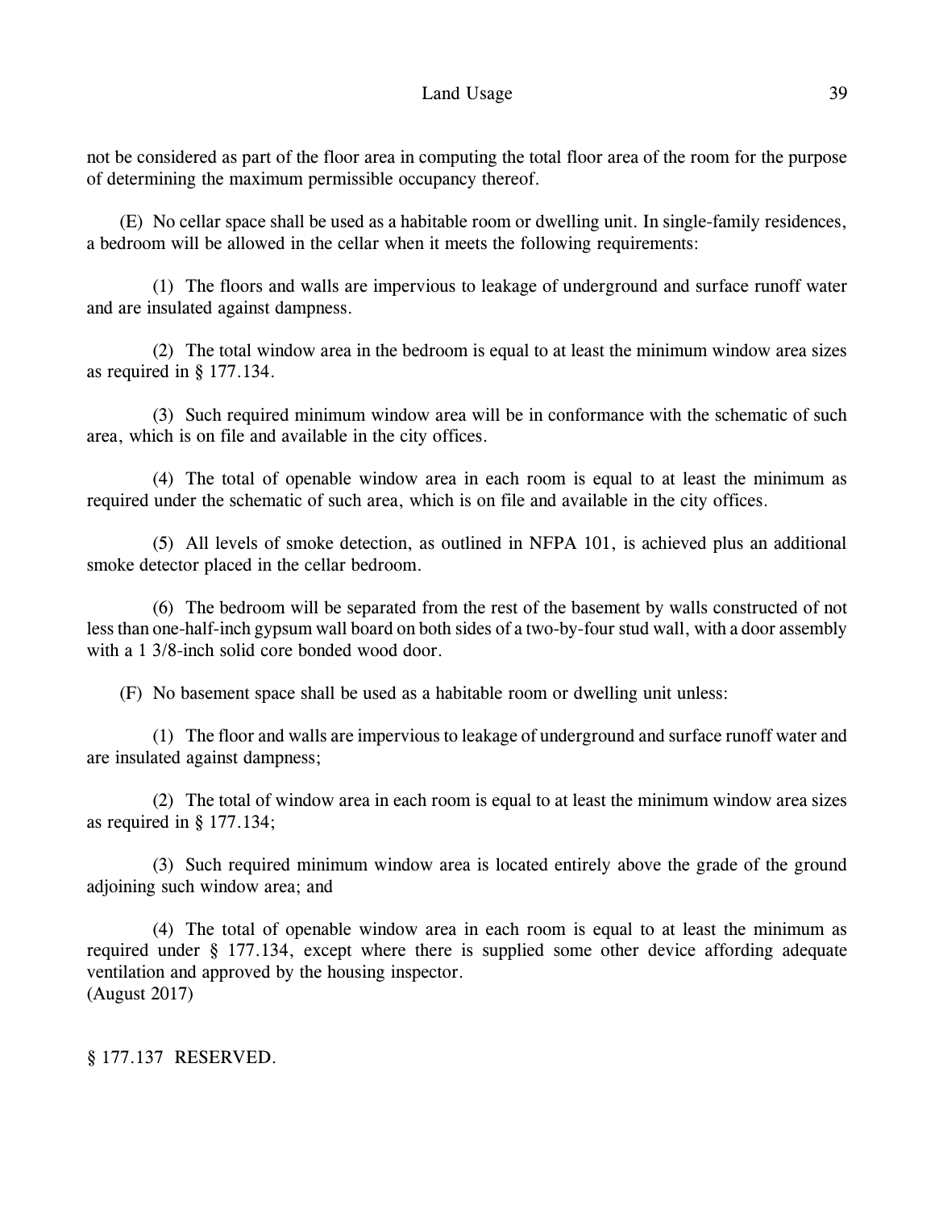not be considered as part of the floor area in computing the total floor area of the room for the purpose of determining the maximum permissible occupancy thereof.

(E) No cellar space shall be used as a habitable room or dwelling unit. In single-family residences, a bedroom will be allowed in the cellar when it meets the following requirements:

(1) The floors and walls are impervious to leakage of underground and surface runoff water and are insulated against dampness.

(2) The total window area in the bedroom is equal to at least the minimum window area sizes as required in § 177.134.

(3) Such required minimum window area will be in conformance with the schematic of such area, which is on file and available in the city offices.

(4) The total of openable window area in each room is equal to at least the minimum as required under the schematic of such area, which is on file and available in the city offices.

(5) All levels of smoke detection, as outlined in NFPA 101, is achieved plus an additional smoke detector placed in the cellar bedroom.

(6) The bedroom will be separated from the rest of the basement by walls constructed of not less than one-half-inch gypsum wall board on both sides of a two-by-four stud wall, with a door assembly with a 1 3/8-inch solid core bonded wood door.

(F) No basement space shall be used as a habitable room or dwelling unit unless:

(1) The floor and walls are impervious to leakage of underground and surface runoff water and are insulated against dampness;

(2) The total of window area in each room is equal to at least the minimum window area sizes as required in § 177.134;

(3) Such required minimum window area is located entirely above the grade of the ground adjoining such window area; and

(4) The total of openable window area in each room is equal to at least the minimum as required under § 177.134, except where there is supplied some other device affording adequate ventilation and approved by the housing inspector.
(August 2017)

§ 177.137 RESERVED.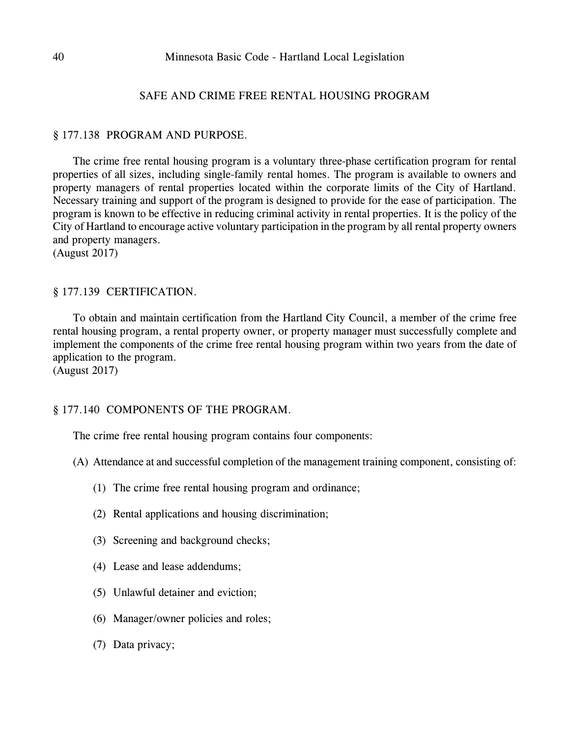## SAFE AND CRIME FREE RENTAL HOUSING PROGRAM

### § 177.138 PROGRAM AND PURPOSE.

The crime free rental housing program is a voluntary three-phase certification program for rental properties of all sizes, including single-family rental homes. The program is available to owners and property managers of rental properties located within the corporate limits of the City of Hartland. Necessary training and support of the program is designed to provide for the ease of participation. The program is known to be effective in reducing criminal activity in rental properties. It is the policy of the City of Hartland to encourage active voluntary participation in the program by all rental property owners and property managers.
(August 2017)

### § 177.139 CERTIFICATION.

To obtain and maintain certification from the Hartland City Council, a member of the crime free rental housing program, a rental property owner, or property manager must successfully complete and implement the components of the crime free rental housing program within two years from the date of application to the program.
(August 2017)

### § 177.140 COMPONENTS OF THE PROGRAM.

The crime free rental housing program contains four components:

(A) Attendance at and successful completion of the management training component, consisting of:

(1) The crime free rental housing program and ordinance;

(2) Rental applications and housing discrimination;

(3) Screening and background checks;

(4) Lease and lease addendums;

(5) Unlawful detainer and eviction;

(6) Manager/owner policies and roles;

(7) Data privacy;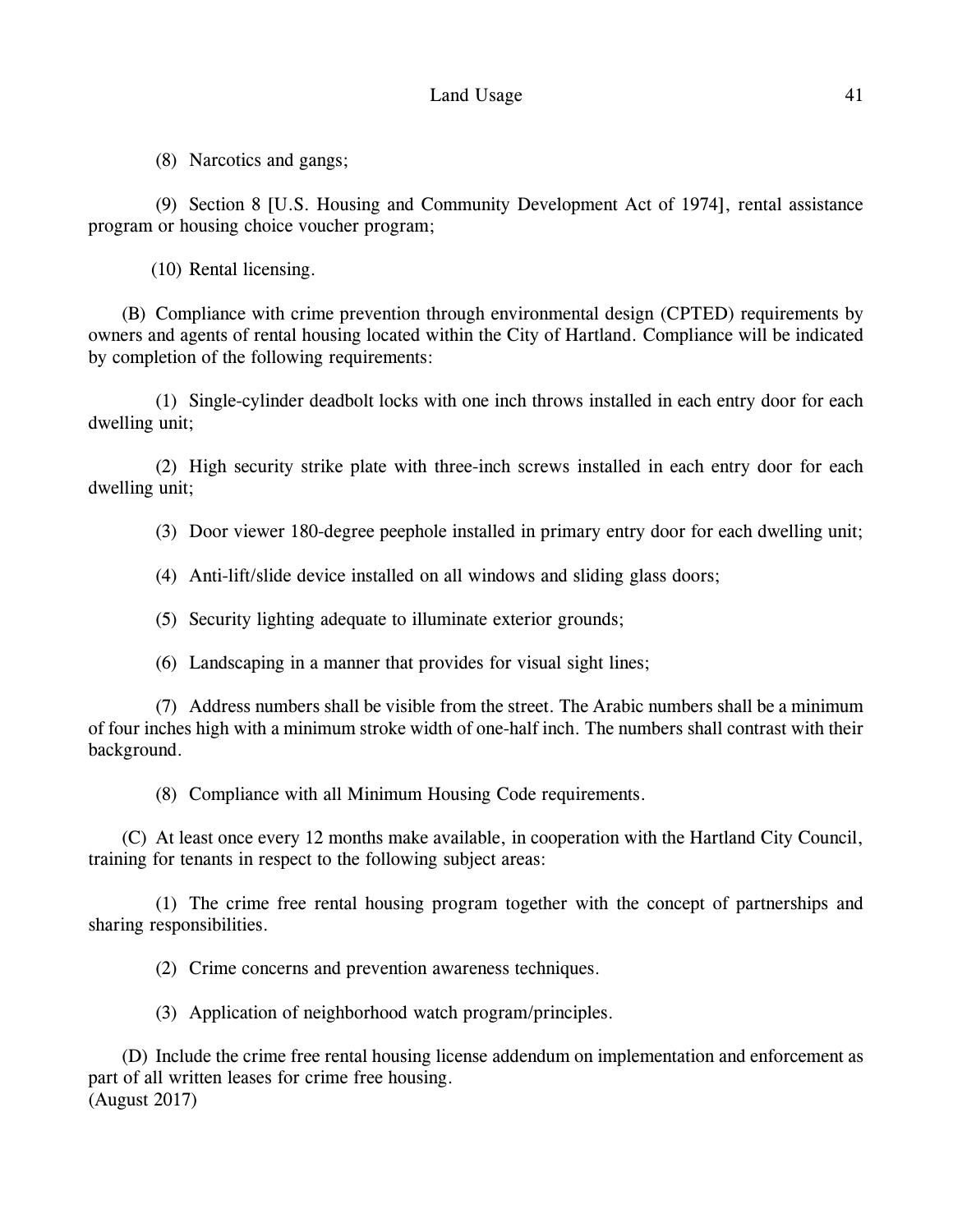(8) Narcotics and gangs;

(9) Section 8 [U.S. Housing and Community Development Act of 1974], rental assistance program or housing choice voucher program;

(10) Rental licensing.

(B) Compliance with crime prevention through environmental design (CPTED) requirements by owners and agents of rental housing located within the City of Hartland. Compliance will be indicated by completion of the following requirements:

(1) Single-cylinder deadbolt locks with one inch throws installed in each entry door for each dwelling unit;

(2) High security strike plate with three-inch screws installed in each entry door for each dwelling unit;

(3) Door viewer 180-degree peephole installed in primary entry door for each dwelling unit;

(4) Anti-lift/slide device installed on all windows and sliding glass doors;

(5) Security lighting adequate to illuminate exterior grounds;

(6) Landscaping in a manner that provides for visual sight lines;

(7) Address numbers shall be visible from the street. The Arabic numbers shall be a minimum of four inches high with a minimum stroke width of one-half inch. The numbers shall contrast with their background.

(8) Compliance with all Minimum Housing Code requirements.

(C) At least once every 12 months make available, in cooperation with the Hartland City Council, training for tenants in respect to the following subject areas:

(1) The crime free rental housing program together with the concept of partnerships and sharing responsibilities.

(2) Crime concerns and prevention awareness techniques.

(3) Application of neighborhood watch program/principles.

(D) Include the crime free rental housing license addendum on implementation and enforcement as part of all written leases for crime free housing.
(August 2017)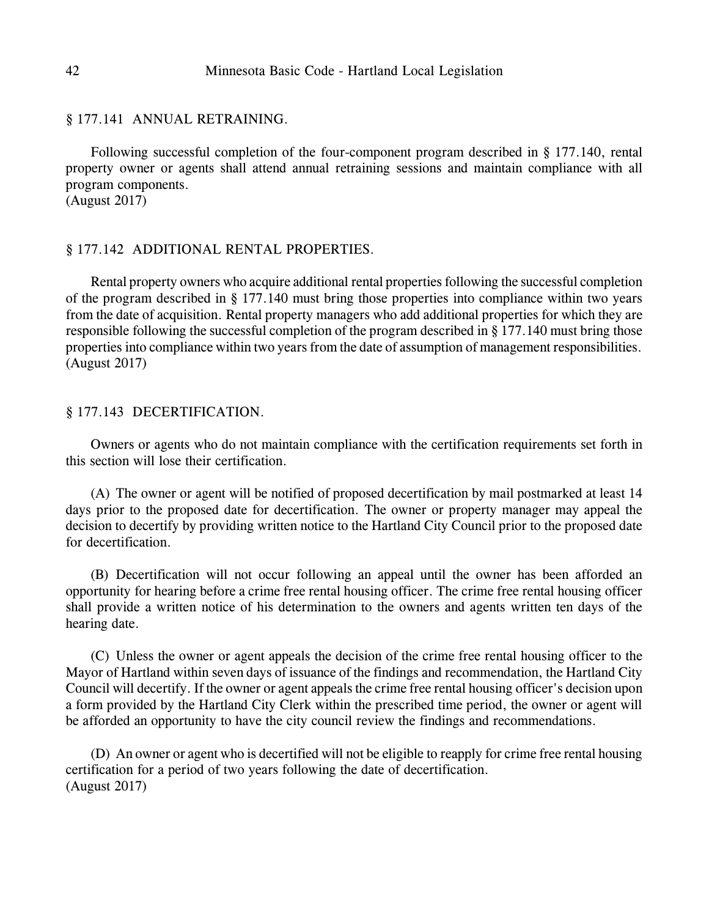## § 177.141 ANNUAL RETRAINING.

Following successful completion of the four-component program described in § 177.140, rental property owner or agents shall attend annual retraining sessions and maintain compliance with all program components.
(August 2017)

## § 177.142 ADDITIONAL RENTAL PROPERTIES.

Rental property owners who acquire additional rental properties following the successful completion of the program described in § 177.140 must bring those properties into compliance within two years from the date of acquisition. Rental property managers who add additional properties for which they are responsible following the successful completion of the program described in § 177.140 must bring those properties into compliance within two years from the date of assumption of management responsibilities.
(August 2017)

## § 177.143 DECERTIFICATION.

Owners or agents who do not maintain compliance with the certification requirements set forth in this section will lose their certification.

(A) The owner or agent will be notified of proposed decertification by mail postmarked at least 14 days prior to the proposed date for decertification. The owner or property manager may appeal the decision to decertify by providing written notice to the Hartland City Council prior to the proposed date for decertification.

(B) Decertification will not occur following an appeal until the owner has been afforded an opportunity for hearing before a crime free rental housing officer. The crime free rental housing officer shall provide a written notice of his determination to the owners and agents written ten days of the hearing date.

(C) Unless the owner or agent appeals the decision of the crime free rental housing officer to the Mayor of Hartland within seven days of issuance of the findings and recommendation, the Hartland City Council will decertify. If the owner or agent appeals the crime free rental housing officer's decision upon a form provided by the Hartland City Clerk within the prescribed time period, the owner or agent will be afforded an opportunity to have the city council review the findings and recommendations.

(D) An owner or agent who is decertified will not be eligible to reapply for crime free rental housing certification for a period of two years following the date of decertification.
(August 2017)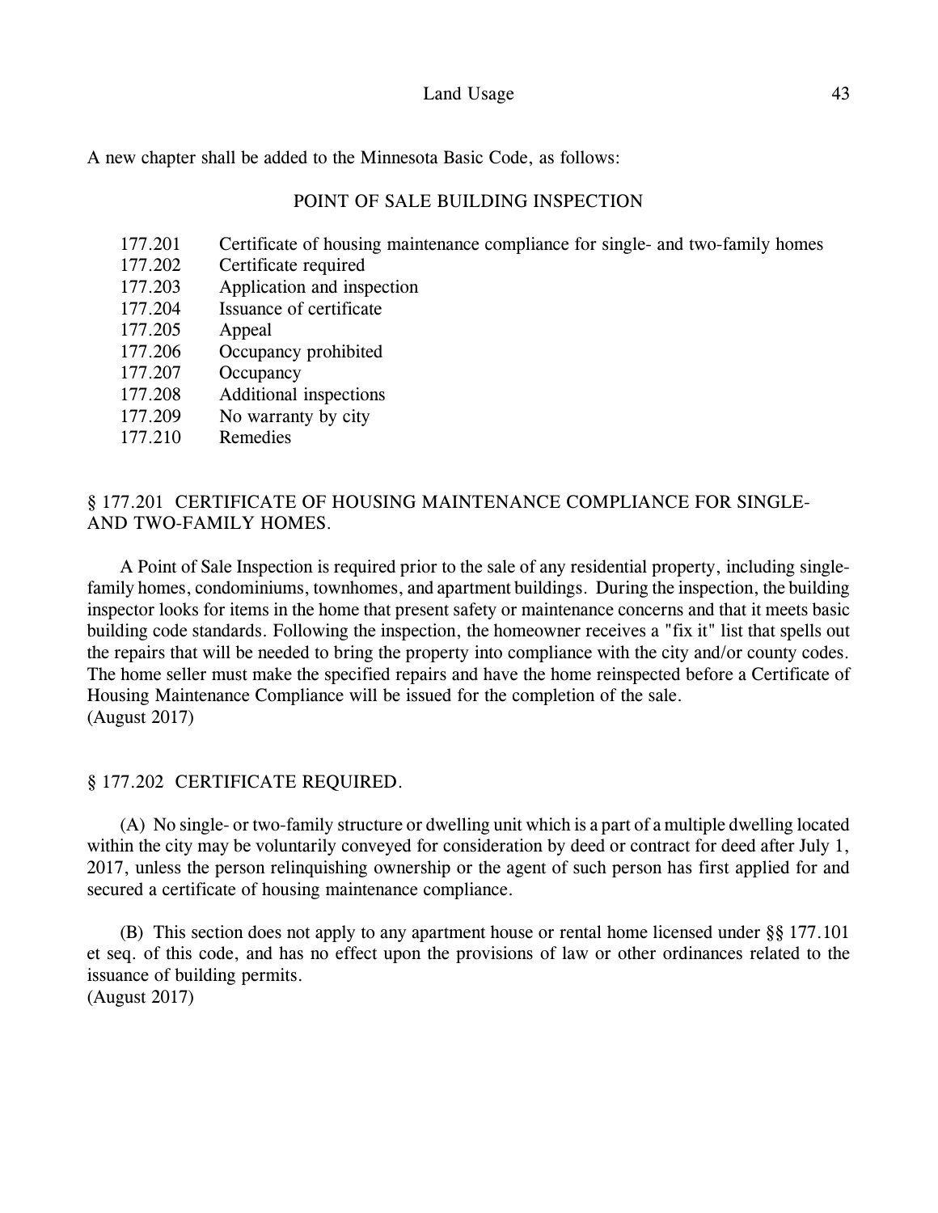A new chapter shall be added to the Minnesota Basic Code, as follows:

## POINT OF SALE BUILDING INSPECTION

| | |
|---|---|
| 177.201 | Certificate of housing maintenance compliance for single- and two-family homes |
| 177.202 | Certificate required |
| 177.203 | Application and inspection |
| 177.204 | Issuance of certificate |
| 177.205 | Appeal |
| 177.206 | Occupancy prohibited |
| 177.207 | Occupancy |
| 177.208 | Additional inspections |
| 177.209 | No warranty by city |
| 177.210 | Remedies |

### § 177.201 CERTIFICATE OF HOUSING MAINTENANCE COMPLIANCE FOR SINGLE- AND TWO-FAMILY HOMES.

A Point of Sale Inspection is required prior to the sale of any residential property, including single-family homes, condominiums, townhomes, and apartment buildings. During the inspection, the building inspector looks for items in the home that present safety or maintenance concerns and that it meets basic building code standards. Following the inspection, the homeowner receives a "fix it" list that spells out the repairs that will be needed to bring the property into compliance with the city and/or county codes. The home seller must make the specified repairs and have the home reinspected before a Certificate of Housing Maintenance Compliance will be issued for the completion of the sale.
(August 2017)

### § 177.202 CERTIFICATE REQUIRED.

(A) No single- or two-family structure or dwelling unit which is a part of a multiple dwelling located within the city may be voluntarily conveyed for consideration by deed or contract for deed after July 1, 2017, unless the person relinquishing ownership or the agent of such person has first applied for and secured a certificate of housing maintenance compliance.

(B) This section does not apply to any apartment house or rental home licensed under §§ 177.101 et seq. of this code, and has no effect upon the provisions of law or other ordinances related to the issuance of building permits.
(August 2017)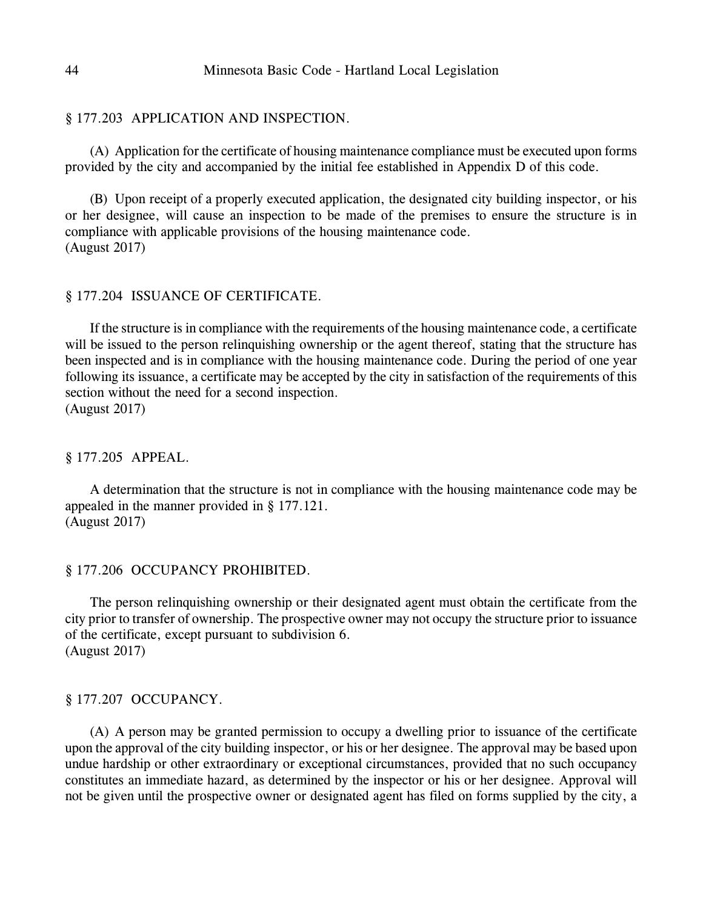## § 177.203 APPLICATION AND INSPECTION.

(A) Application for the certificate of housing maintenance compliance must be executed upon forms provided by the city and accompanied by the initial fee established in Appendix D of this code.

(B) Upon receipt of a properly executed application, the designated city building inspector, or his or her designee, will cause an inspection to be made of the premises to ensure the structure is in compliance with applicable provisions of the housing maintenance code.
(August 2017)

## § 177.204 ISSUANCE OF CERTIFICATE.

If the structure is in compliance with the requirements of the housing maintenance code, a certificate will be issued to the person relinquishing ownership or the agent thereof, stating that the structure has been inspected and is in compliance with the housing maintenance code. During the period of one year following its issuance, a certificate may be accepted by the city in satisfaction of the requirements of this section without the need for a second inspection.
(August 2017)

## § 177.205 APPEAL.

A determination that the structure is not in compliance with the housing maintenance code may be appealed in the manner provided in § 177.121.
(August 2017)

## § 177.206 OCCUPANCY PROHIBITED.

The person relinquishing ownership or their designated agent must obtain the certificate from the city prior to transfer of ownership. The prospective owner may not occupy the structure prior to issuance of the certificate, except pursuant to subdivision 6.
(August 2017)

## § 177.207 OCCUPANCY.

(A) A person may be granted permission to occupy a dwelling prior to issuance of the certificate upon the approval of the city building inspector, or his or her designee. The approval may be based upon undue hardship or other extraordinary or exceptional circumstances, provided that no such occupancy constitutes an immediate hazard, as determined by the inspector or his or her designee. Approval will not be given until the prospective owner or designated agent has filed on forms supplied by the city, a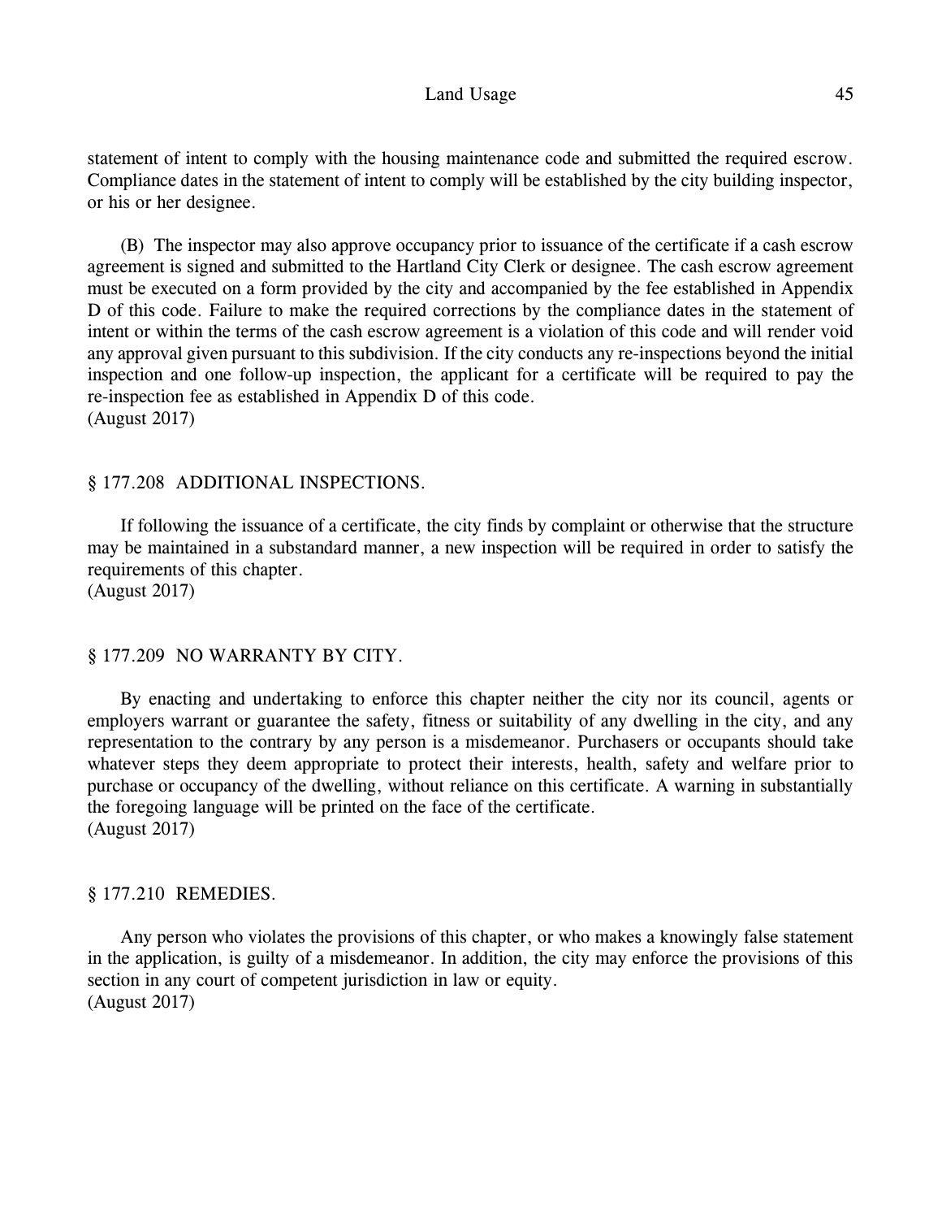statement of intent to comply with the housing maintenance code and submitted the required escrow. Compliance dates in the statement of intent to comply will be established by the city building inspector, or his or her designee.

(B) The inspector may also approve occupancy prior to issuance of the certificate if a cash escrow agreement is signed and submitted to the Hartland City Clerk or designee. The cash escrow agreement must be executed on a form provided by the city and accompanied by the fee established in Appendix D of this code. Failure to make the required corrections by the compliance dates in the statement of intent or within the terms of the cash escrow agreement is a violation of this code and will render void any approval given pursuant to this subdivision. If the city conducts any re-inspections beyond the initial inspection and one follow-up inspection, the applicant for a certificate will be required to pay the re-inspection fee as established in Appendix D of this code.
(August 2017)

## § 177.208 ADDITIONAL INSPECTIONS.

If following the issuance of a certificate, the city finds by complaint or otherwise that the structure may be maintained in a substandard manner, a new inspection will be required in order to satisfy the requirements of this chapter.
(August 2017)

## § 177.209 NO WARRANTY BY CITY.

By enacting and undertaking to enforce this chapter neither the city nor its council, agents or employers warrant or guarantee the safety, fitness or suitability of any dwelling in the city, and any representation to the contrary by any person is a misdemeanor. Purchasers or occupants should take whatever steps they deem appropriate to protect their interests, health, safety and welfare prior to purchase or occupancy of the dwelling, without reliance on this certificate. A warning in substantially the foregoing language will be printed on the face of the certificate.
(August 2017)

## § 177.210 REMEDIES.

Any person who violates the provisions of this chapter, or who makes a knowingly false statement in the application, is guilty of a misdemeanor. In addition, the city may enforce the provisions of this section in any court of competent jurisdiction in law or equity.
(August 2017)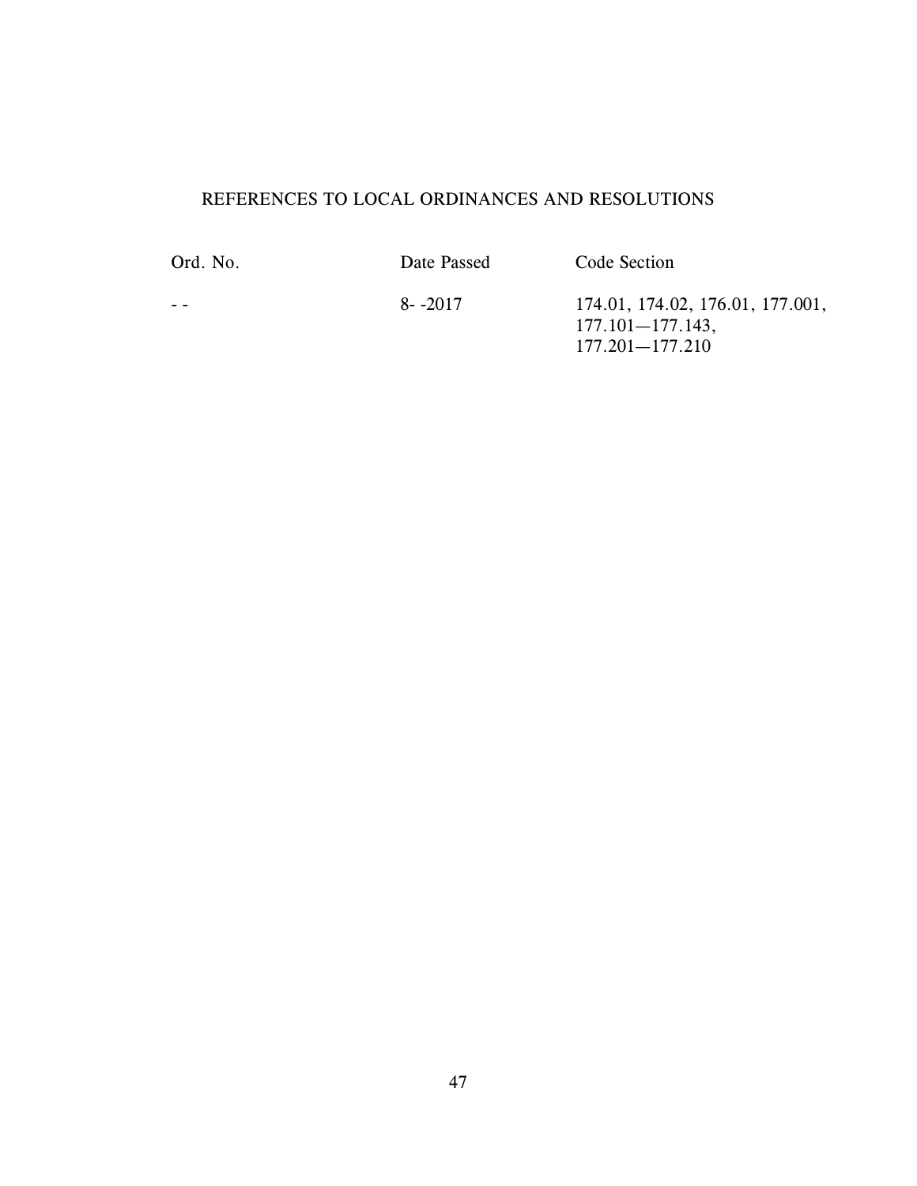## REFERENCES TO LOCAL ORDINANCES AND RESOLUTIONS

| Ord. No. | Date Passed | Code Section |
|---|---|---|
| - - | 8- -2017 | 174.01, 174.02, 176.01, 177.001, 177.101—177.143, 177.201—177.210 |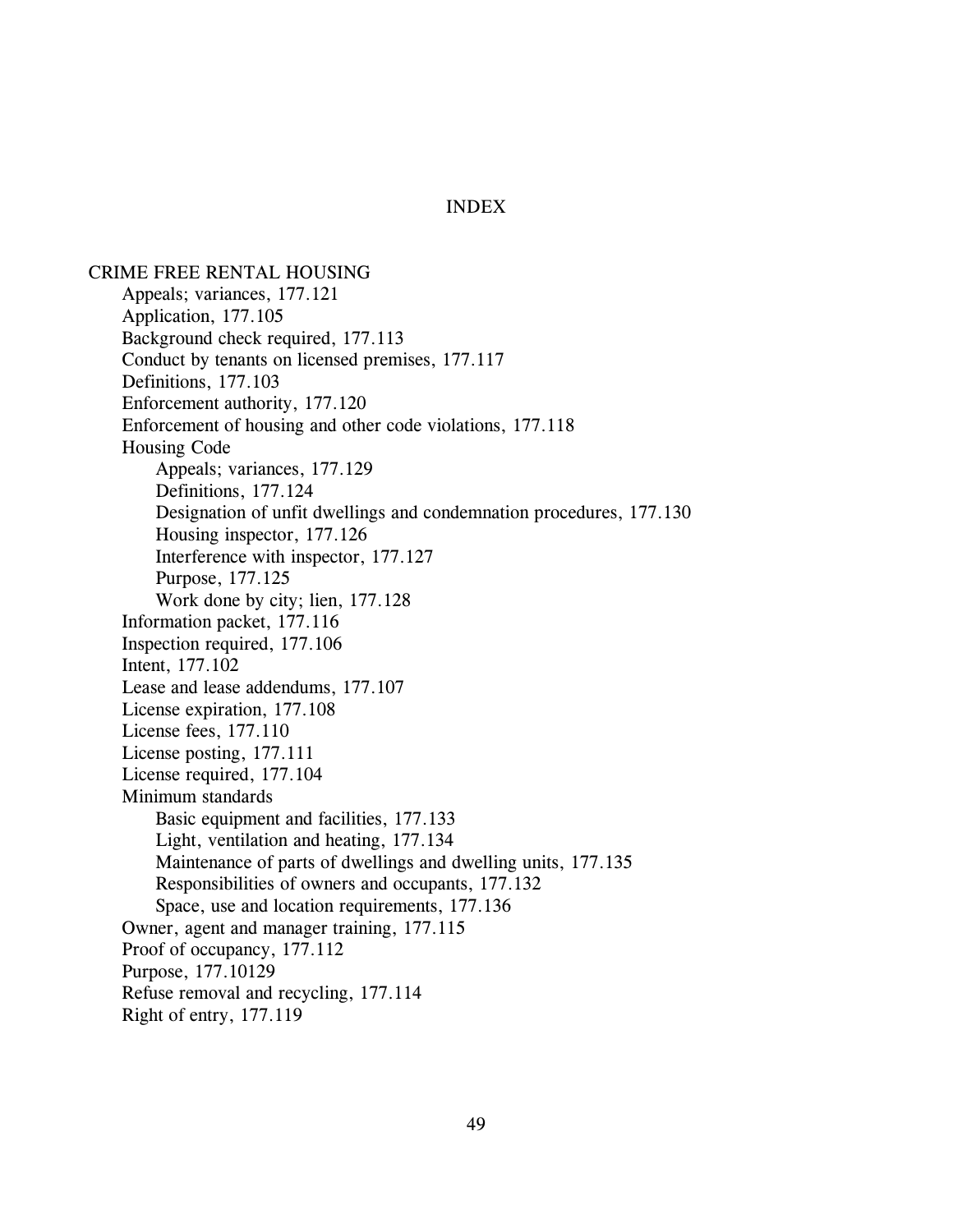# INDEX

CRIME FREE RENTAL HOUSING

- Appeals; variances, 177.121
- Application, 177.105
- Background check required, 177.113
- Conduct by tenants on licensed premises, 177.117
- Definitions, 177.103
- Enforcement authority, 177.120
- Enforcement of housing and other code violations, 177.118
- Housing Code
  - Appeals; variances, 177.129
  - Definitions, 177.124
  - Designation of unfit dwellings and condemnation procedures, 177.130
  - Housing inspector, 177.126
  - Interference with inspector, 177.127
  - Purpose, 177.125
  - Work done by city; lien, 177.128
- Information packet, 177.116
- Inspection required, 177.106
- Intent, 177.102
- Lease and lease addendums, 177.107
- License expiration, 177.108
- License fees, 177.110
- License posting, 177.111
- License required, 177.104
- Minimum standards
  - Basic equipment and facilities, 177.133
  - Light, ventilation and heating, 177.134
  - Maintenance of parts of dwellings and dwelling units, 177.135
  - Responsibilities of owners and occupants, 177.132
  - Space, use and location requirements, 177.136
- Owner, agent and manager training, 177.115
- Proof of occupancy, 177.112
- Purpose, 177.10129
- Refuse removal and recycling, 177.114
- Right of entry, 177.119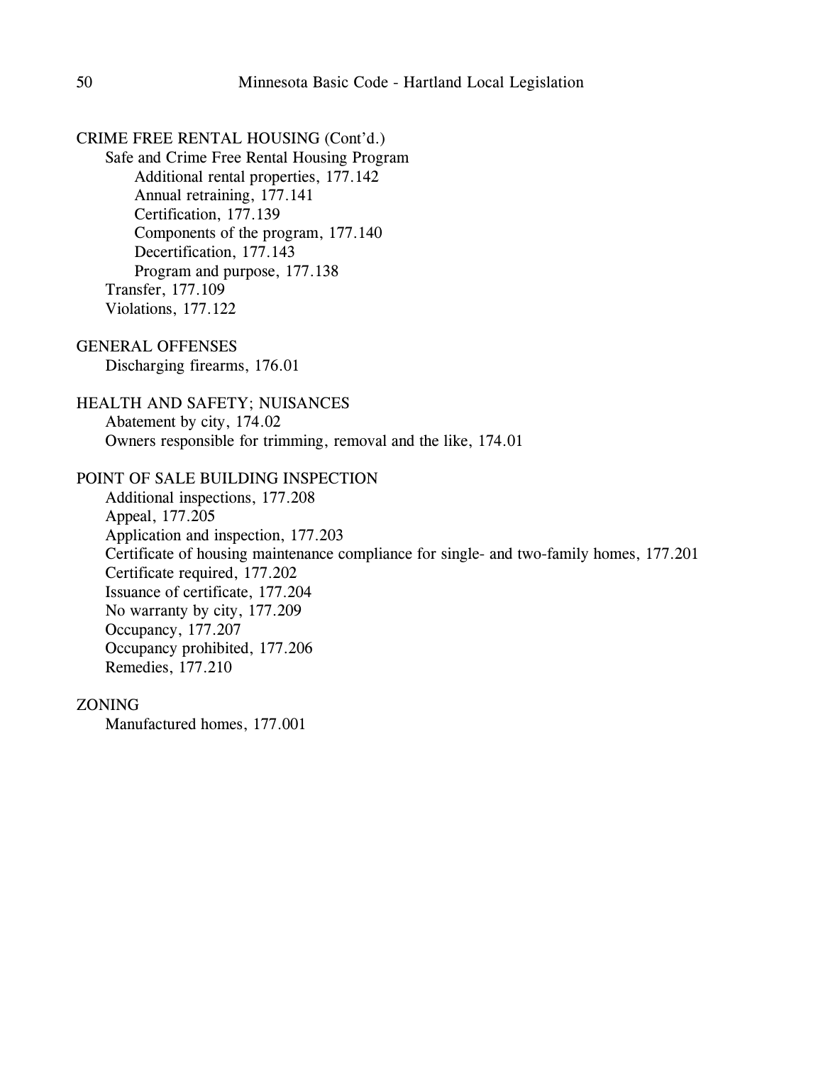CRIME FREE RENTAL HOUSING (Cont'd.)

- Safe and Crime Free Rental Housing Program
  - Additional rental properties, 177.142
  - Annual retraining, 177.141
  - Certification, 177.139
  - Components of the program, 177.140
  - Decertification, 177.143
  - Program and purpose, 177.138
- Transfer, 177.109
- Violations, 177.122

GENERAL OFFENSES

- Discharging firearms, 176.01

HEALTH AND SAFETY; NUISANCES

- Abatement by city, 174.02
- Owners responsible for trimming, removal and the like, 174.01

POINT OF SALE BUILDING INSPECTION

- Additional inspections, 177.208
- Appeal, 177.205
- Application and inspection, 177.203
- Certificate of housing maintenance compliance for single- and two-family homes, 177.201
- Certificate required, 177.202
- Issuance of certificate, 177.204
- No warranty by city, 177.209
- Occupancy, 177.207
- Occupancy prohibited, 177.206
- Remedies, 177.210

ZONING

- Manufactured homes, 177.001